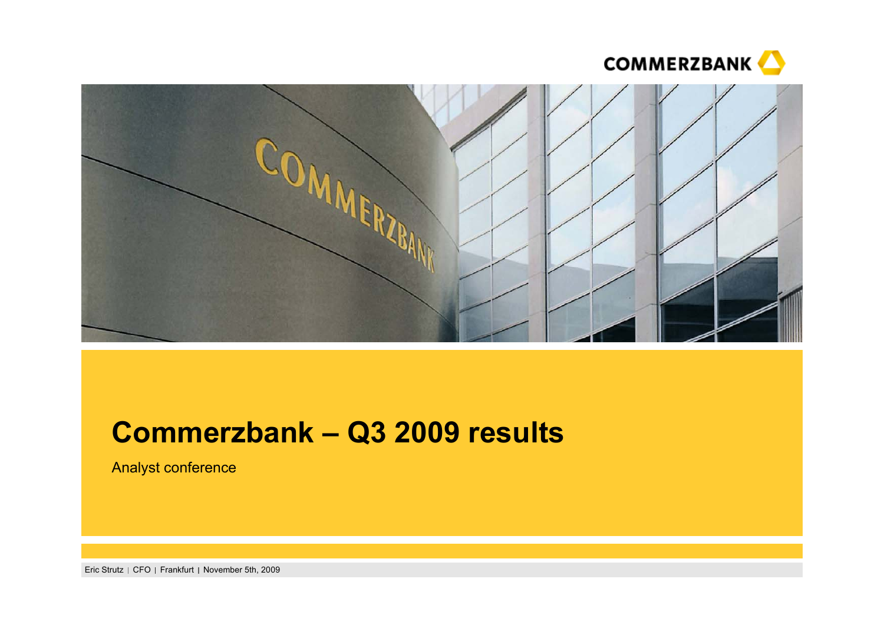COMMERZBANK

# Commerzbank – Q3 2009 results

Analyst conference

Eric Strutz | CFO | Frankfurt | November 5th, 2009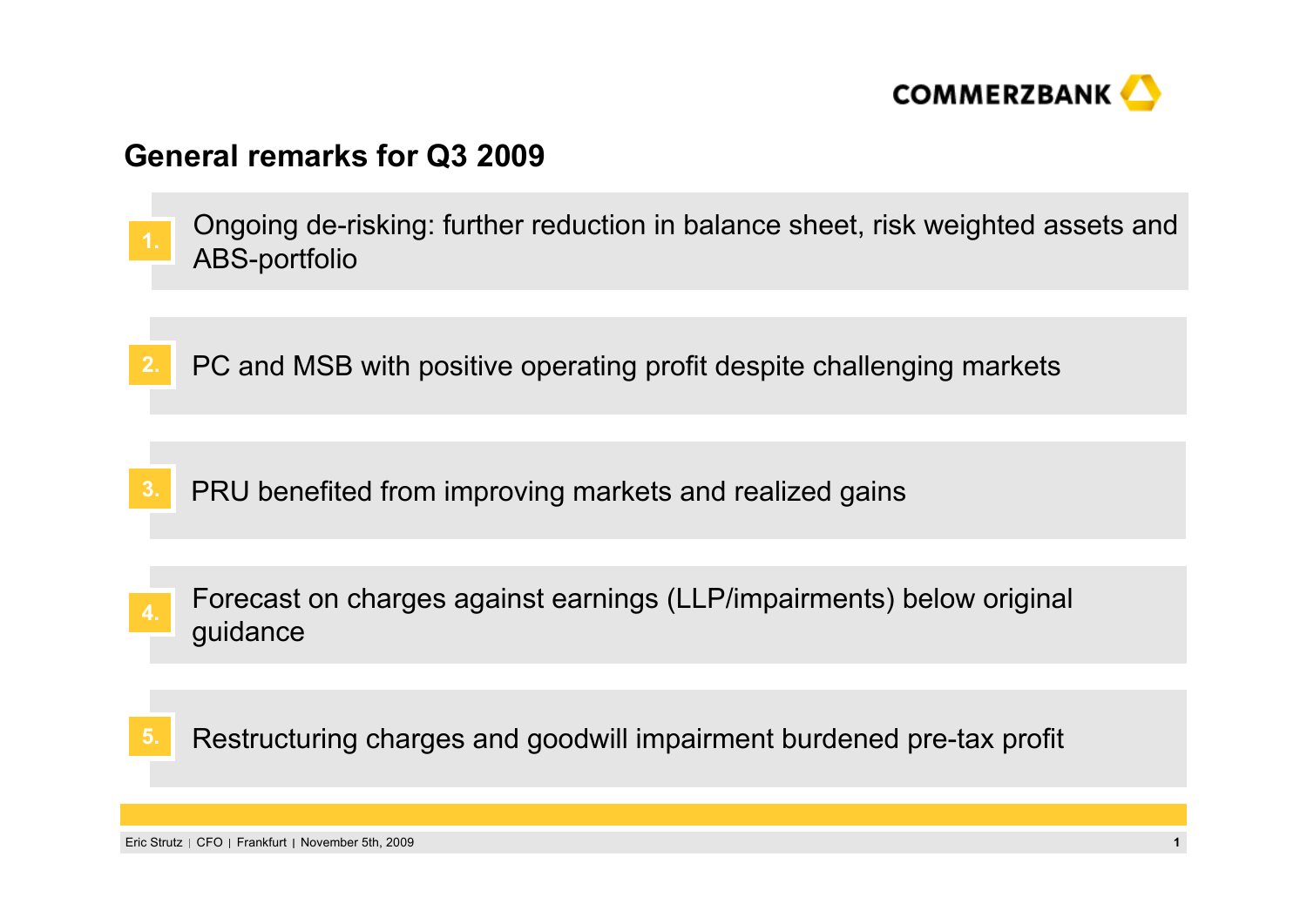## General remarks for Q3 2009

1. Ongoing de-risking: further reduction in balance sheet, risk weighted assets and ABS-portfolio

2. PC and MSB with positive operating profit despite challenging markets

3. PRU benefited from improving markets and realized gains

4. Forecast on charges against earnings (LLP/impairments) below original guidance

5. Restructuring charges and goodwill impairment burdened pre-tax profit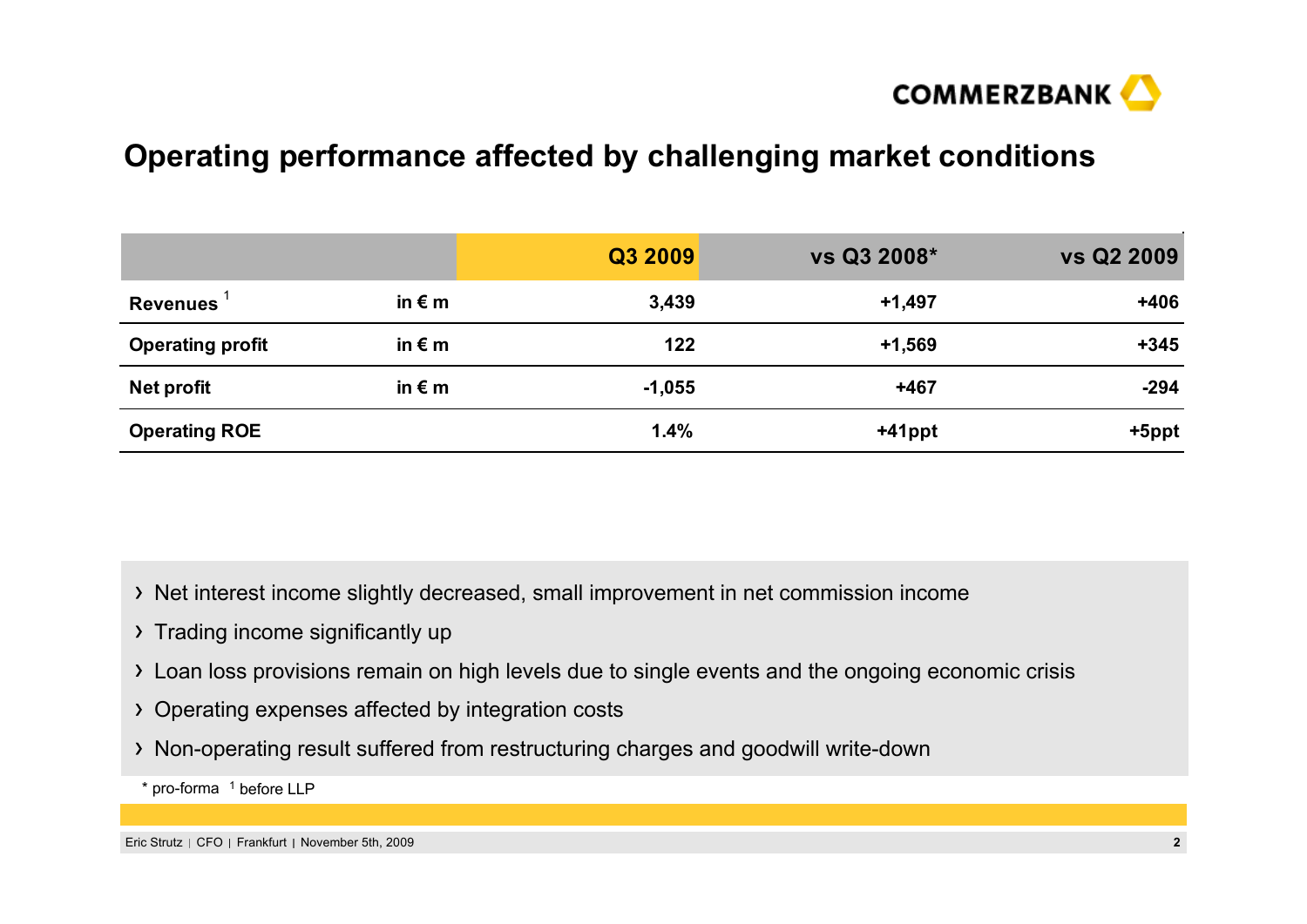# Operating performance affected by challenging market conditions

| | | Q3 2009 | vs Q3 2008* | vs Q2 2009 |
|---|---|---|---|---|
| **Revenues** [1] | in € m | 3,439 | +1,497 | +406 |
| **Operating profit** | in € m | 122 | +1,569 | +345 |
| **Net profit** | in € m | -1,055 | +467 | -294 |
| **Operating ROE** | | 1.4% | +41ppt | +5ppt |

- Net interest income slightly decreased, small improvement in net commission income
- Trading income significantly up
- Loan loss provisions remain on high levels due to single events and the ongoing economic crisis
- Operating expenses affected by integration costs
- Non-operating result suffered from restructuring charges and goodwill write-down

\* pro-forma [1] before LLP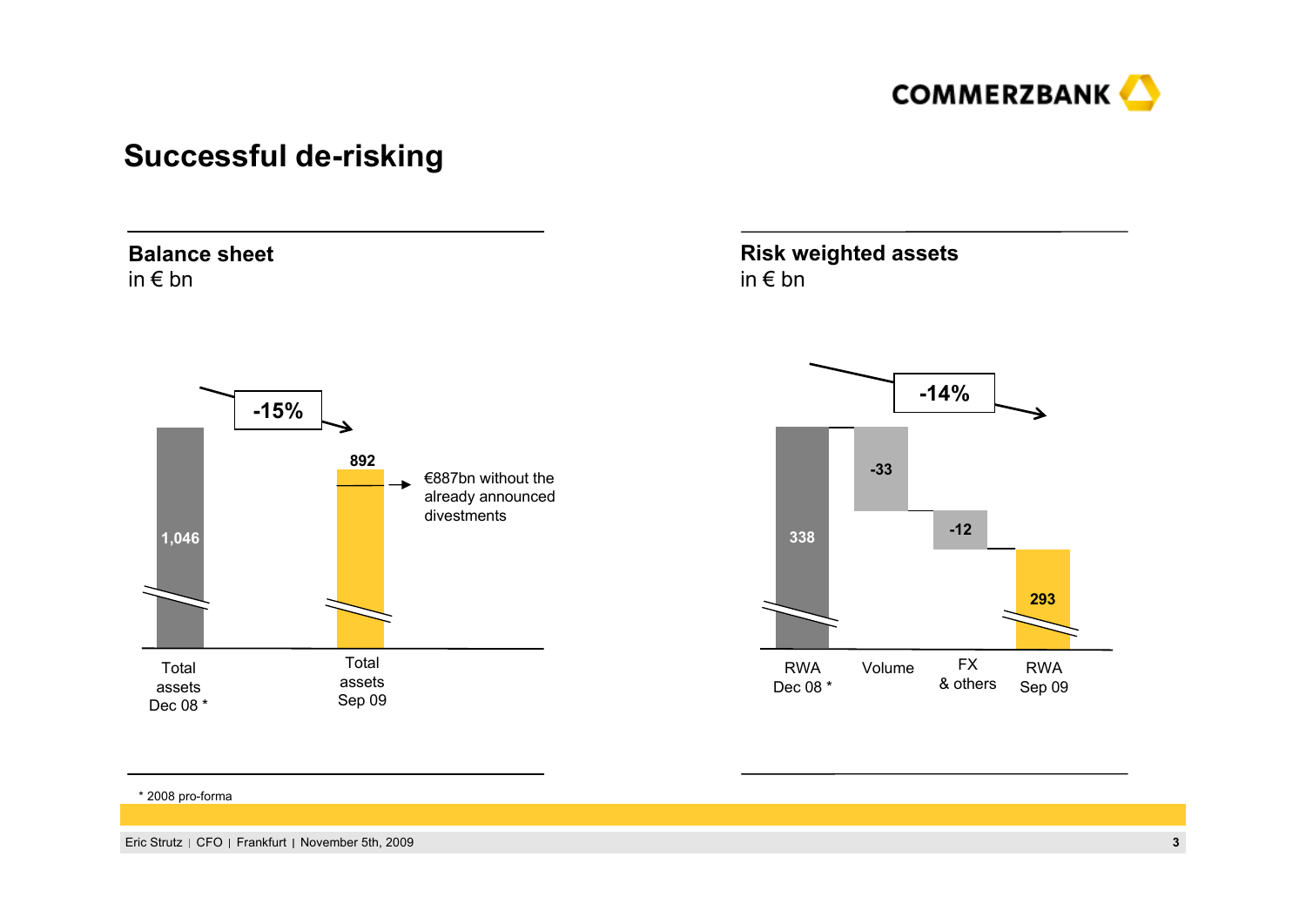# Successful de-risking

## Balance sheet
in € bn

| Total assets Dec 08 * | Total assets Sep 09 |
|---|---|
| 1,046 | 892 |

-15%

€887bn without the already announced divestments

## Risk weighted assets
in € bn

| RWA Dec 08 * | Volume | FX & others | RWA Sep 09 |
|---|---|---|---|
| 338 | -33 | -12 | 293 |

-14%

\* 2008 pro-forma

Eric Strutz | CFO | Frankfurt | November 5th, 2009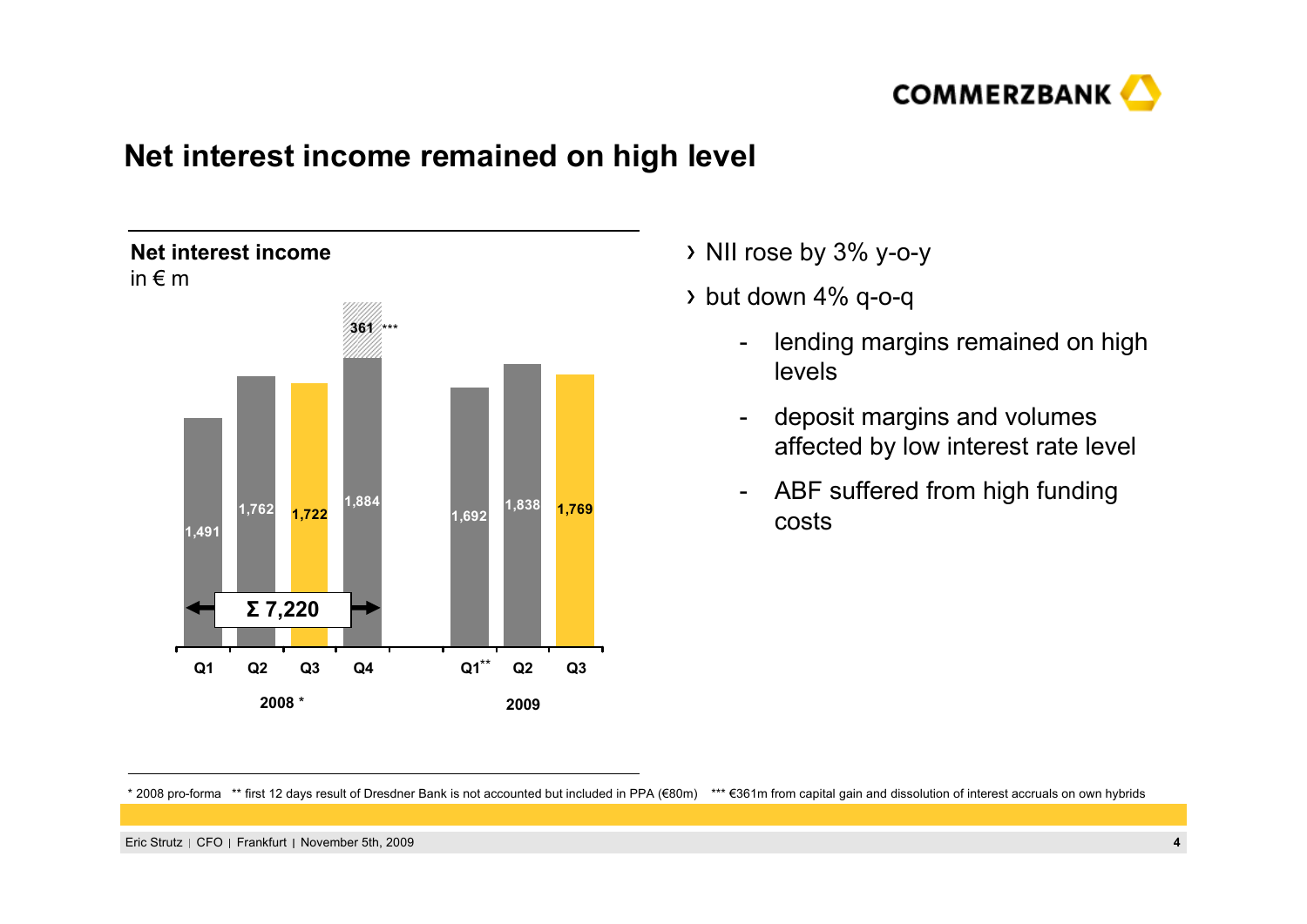# Net interest income remained on high level

**Net interest income**
in € m

| | Q1 | Q2 | Q3 | Q4 |
|---|---|---|---|---|
| 2008 * | 1,491 | 1,762 | 1,722 | 1,884 (+361 ***) |
| 2009 | 1,692 [**] | 1,838 | 1,769 | |

Σ 7,220 (2008)

- NII rose by 3% y-o-y
- but down 4% q-o-q
  - lending margins remained on high levels
  - deposit margins and volumes affected by low interest rate level
  - ABF suffered from high funding costs

\* 2008 pro-forma ** first 12 days result of Dresdner Bank is not accounted but included in PPA (€80m) *** €361m from capital gain and dissolution of interest accruals on own hybrids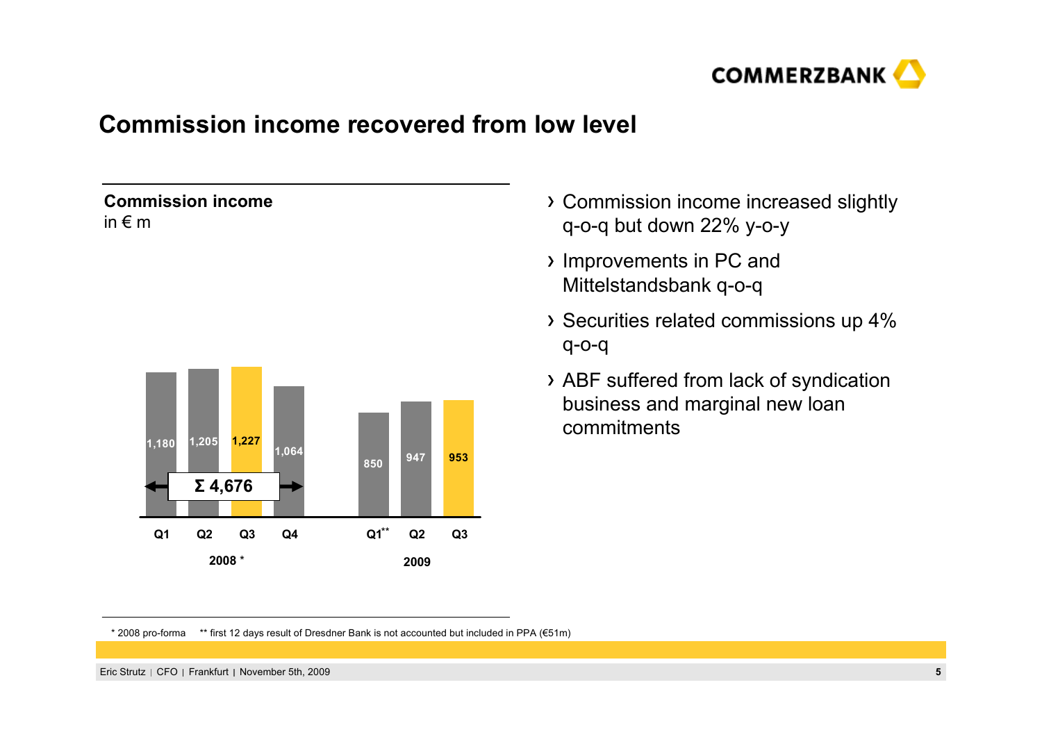# Commission income recovered from low level

**Commission income**
in € m

| | 2008 * | | | | 2009 | | |
|---|---|---|---|---|---|---|---|
| | Q1 | Q2 | Q3 | Q4 | Q1** | Q2 | Q3 |
| Commission income | 1,180 | 1,205 | 1,227 | 1,064 | 850 | 947 | 953 |

Σ 4,676 (2008)

- Commission income increased slightly q-o-q but down 22% y-o-y
- Improvements in PC and Mittelstandsbank q-o-q
- Securities related commissions up 4% q-o-q
- ABF suffered from lack of syndication business and marginal new loan commitments

\* 2008 pro-forma    ** first 12 days result of Dresdner Bank is not accounted but included in PPA (€51m)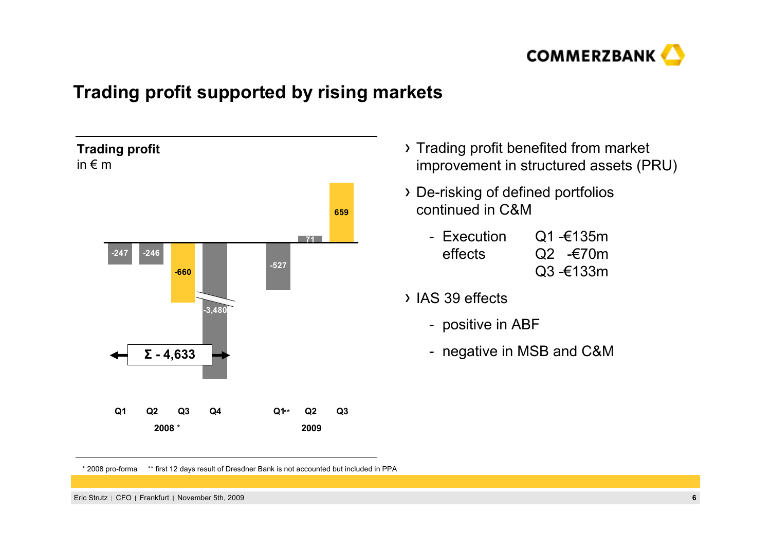# Trading profit supported by rising markets

**Trading profit**
in € m

| | Q1 2008* | Q2 2008* | Q3 2008* | Q4 2008* | Q1** 2009 | Q2 2009 | Q3 2009 |
|---|---|---|---|---|---|---|---|
| Trading profit | -247 | -246 | -660 | -3,480 | -527 | 71 | 659 |

Σ - 4,633

- Trading profit benefited from market improvement in structured assets (PRU)
- De-risking of defined portfolios continued in C&M
  - Execution effects
    - Q1 -€135m
    - Q2 -€70m
    - Q3 -€133m
- IAS 39 effects
  - positive in ABF
  - negative in MSB and C&M

\* 2008 pro-forma ** first 12 days result of Dresdner Bank is not accounted but included in PPA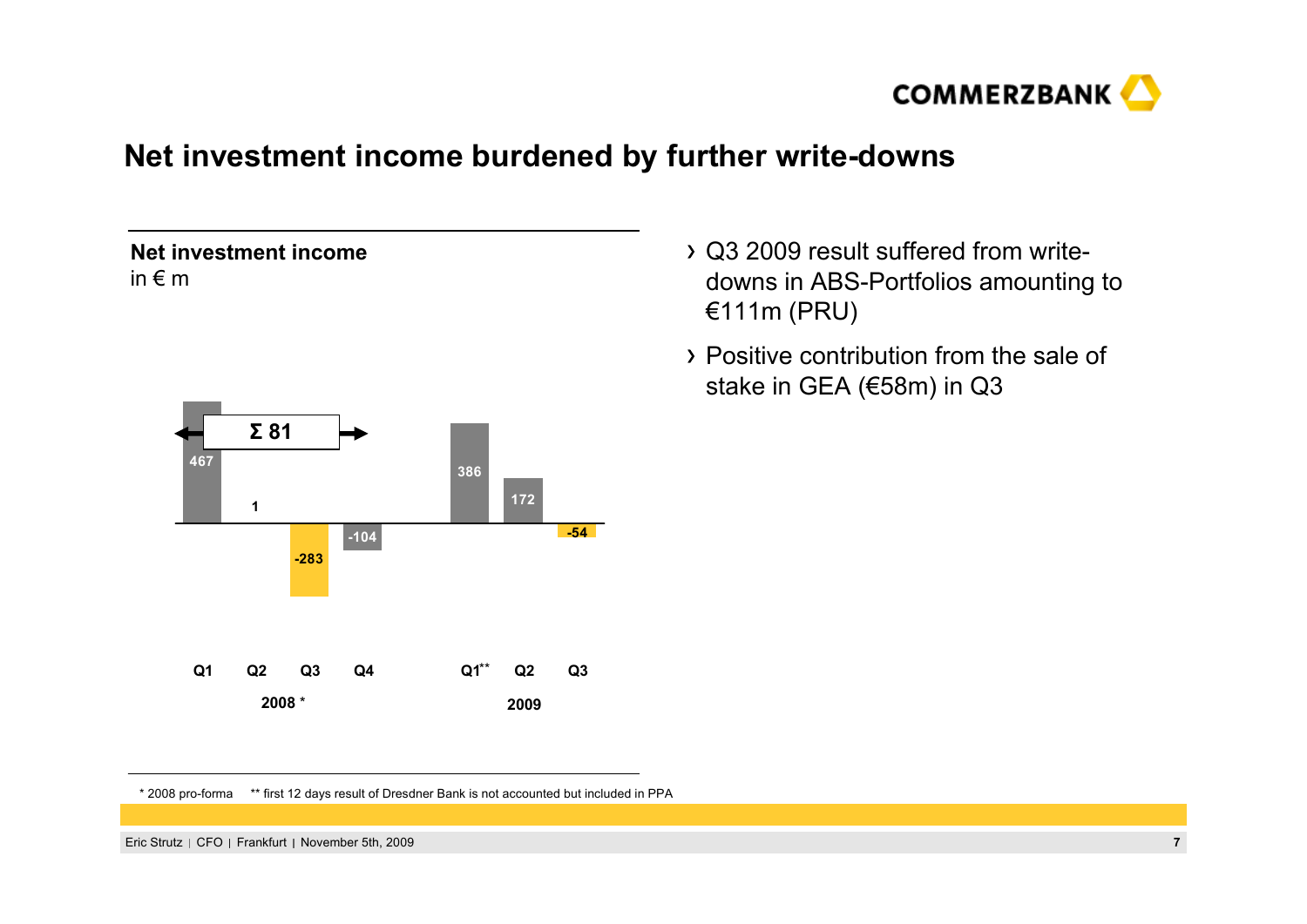# Net investment income burdened by further write-downs

**Net investment income**
in € m

| | Q1 | Q2 | Q3 | Q4 |
|---|---|---|---|---|
| 2008 * | 467 | 1 | -283 | -104 |
| 2009 | 386 (Q1**) | 172 | -54 | |

Σ 81

- Q3 2009 result suffered from write-downs in ABS-Portfolios amounting to €111m (PRU)
- Positive contribution from the sale of stake in GEA (€58m) in Q3

* 2008 pro-forma ** first 12 days result of Dresdner Bank is not accounted but included in PPA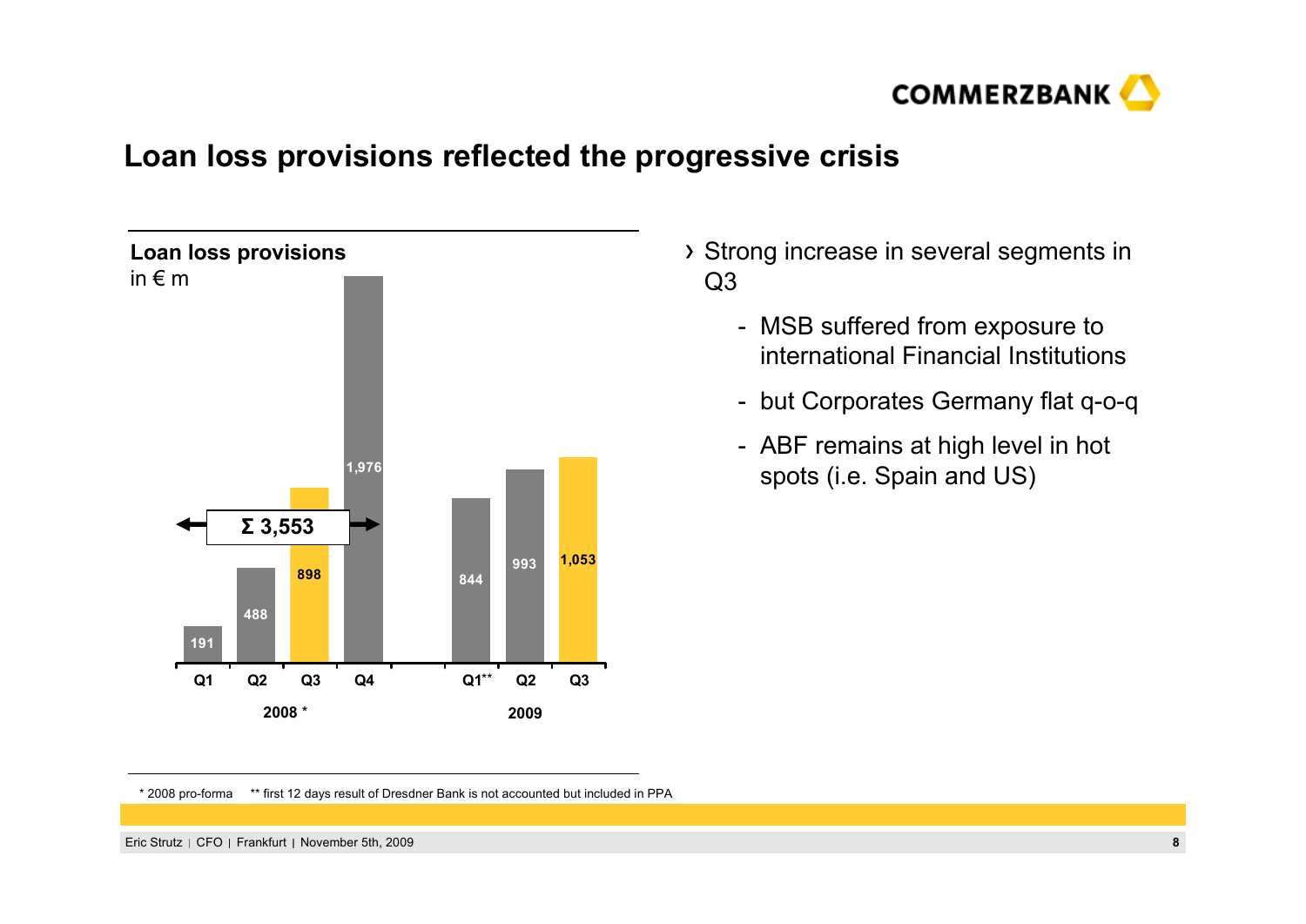# Loan loss provisions reflected the progressive crisis

**Loan loss provisions**
in € m

| | 2008 * | | | | 2009 | | |
|---|---|---|---|---|---|---|---|
| | Q1 | Q2 | Q3 | Q4 | Q1** | Q2 | Q3 |
| Loan loss provisions | 191 | 488 | 898 | 1,976 | 844 | 993 | 1,053 |

Σ 3,553

- Strong increase in several segments in Q3
  - MSB suffered from exposure to international Financial Institutions
  - but Corporates Germany flat q-o-q
  - ABF remains at high level in hot spots (i.e. Spain and US)

\* 2008 pro-forma ** first 12 days result of Dresdner Bank is not accounted but included in PPA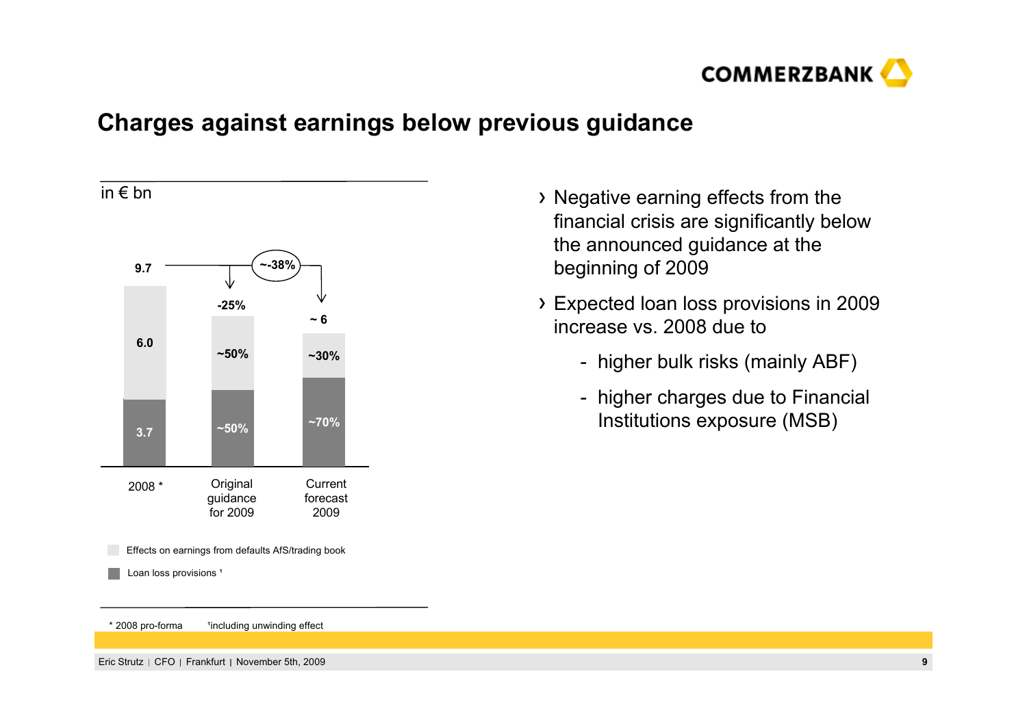## Charges against earnings below previous guidance

in € bn

| | 2008 * | Original guidance for 2009 | Current forecast 2009 |
|---|---|---|---|
| Total | 9.7 | -25% | ~ 6 |
| Effects on earnings from defaults AfS/trading book | 6.0 | ~50% | ~30% |
| Loan loss provisions [1] | 3.7 | ~50% | ~70% |

Change 2008 to current forecast 2009: ~-38%

- Negative earning effects from the financial crisis are significantly below the announced guidance at the beginning of 2009
- Expected loan loss provisions in 2009 increase vs. 2008 due to
  - higher bulk risks (mainly ABF)
  - higher charges due to Financial Institutions exposure (MSB)

\* 2008 pro-forma [1] including unwinding effect

Eric Strutz | CFO | Frankfurt | November 5th, 2009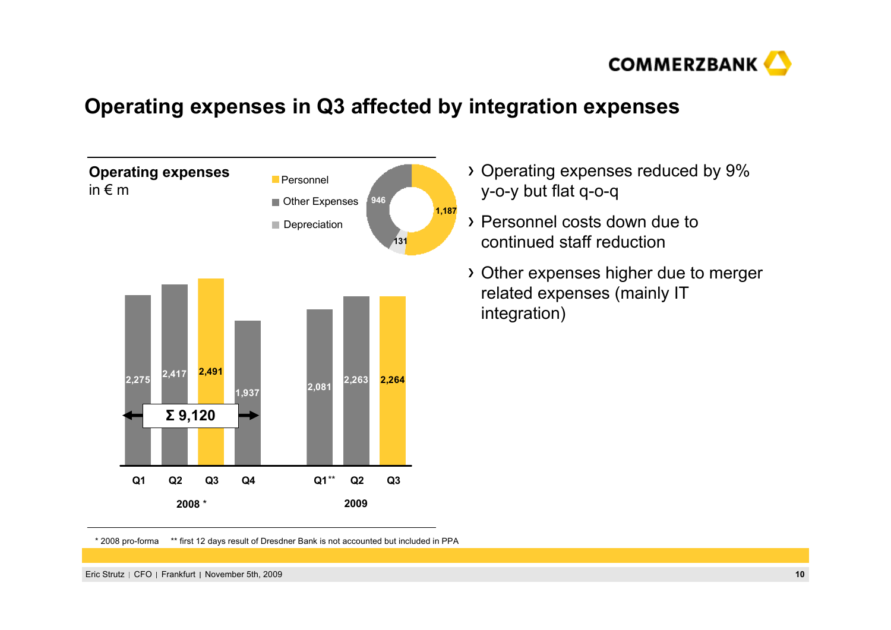# Operating expenses in Q3 affected by integration expenses

**Operating expenses**
in € m

- Personnel: 1,187
- Other Expenses: 946
- Depreciation: 131

| | Q1 | Q2 | Q3 | Q4 | Q1** | Q2 | Q3 |
|---|---|---|---|---|---|---|---|
| | 2008 * | | | | 2009 | | |
| Operating expenses | 2,275 | 2,417 | 2,491 | 1,937 | 2,081 | 2,263 | 2,264 |

Σ 9,120 (2008)

- Operating expenses reduced by 9% y-o-y but flat q-o-q
- Personnel costs down due to continued staff reduction
- Other expenses higher due to merger related expenses (mainly IT integration)

\* 2008 pro-forma ** first 12 days result of Dresdner Bank is not accounted but included in PPA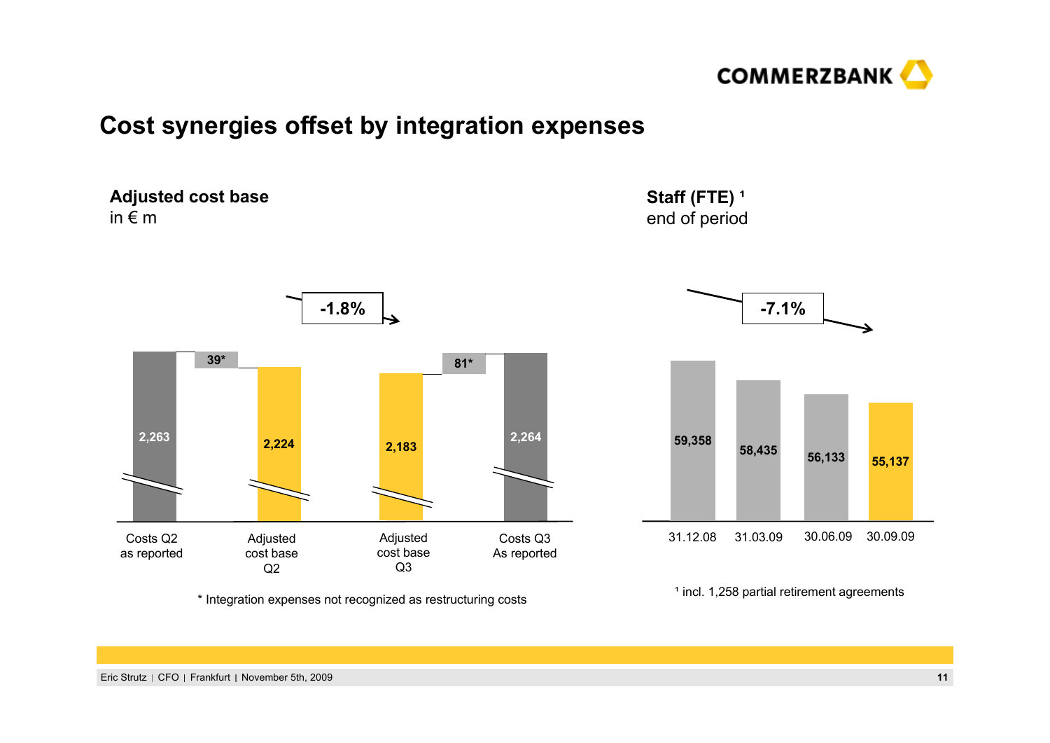# Cost synergies offset by integration expenses

## Adjusted cost base
in € m

-1.8%

| Costs Q2 as reported | | Adjusted cost base Q2 | Adjusted cost base Q3 | | Costs Q3 As reported |
|---|---|---|---|---|---|
| 2,263 | 39* | 2,224 | 2,183 | 81* | 2,264 |

\* Integration expenses not recognized as restructuring costs

## Staff (FTE) [1]
end of period

-7.1%

| 31.12.08 | 31.03.09 | 30.06.09 | 30.09.09 |
|---|---|---|---|
| 59,358 | 58,435 | 56,133 | 55,137 |

[1] incl. 1,258 partial retirement agreements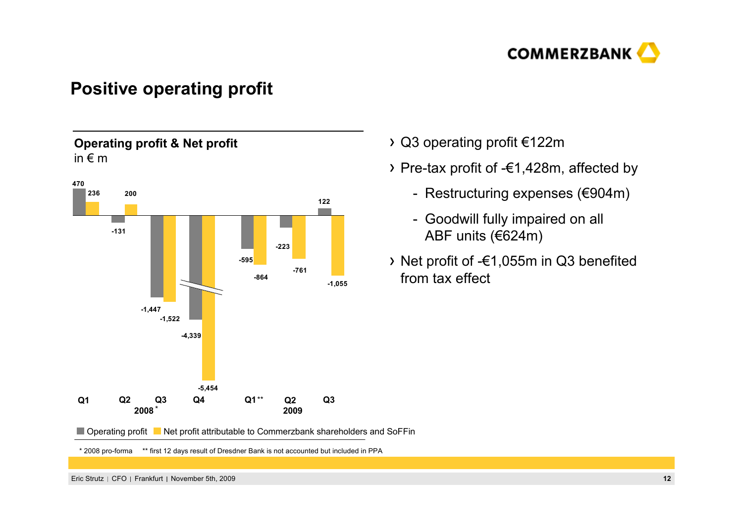# Positive operating profit

**Operating profit & Net profit**
in € m

| | Q1 2008* | Q2 2008* | Q3 2008* | Q4 2008* | Q1** 2009 | Q2 2009 | Q3 2009 |
|---|---|---|---|---|---|---|---|
| Operating profit | 470 | -131 | -1,447 | -4,339 | -595 | -223 | 122 |
| Net profit attributable to Commerzbank shareholders and SoFFin | 236 | 200 | -1,522 | -5,454 | -864 | -761 | -1,055 |

- Q3 operating profit €122m
- Pre-tax profit of -€1,428m, affected by
  - Restructuring expenses (€904m)
  - Goodwill fully impaired on all ABF units (€624m)
- Net profit of -€1,055m in Q3 benefited from tax effect

\* 2008 pro-forma ** first 12 days result of Dresdner Bank is not accounted but included in PPA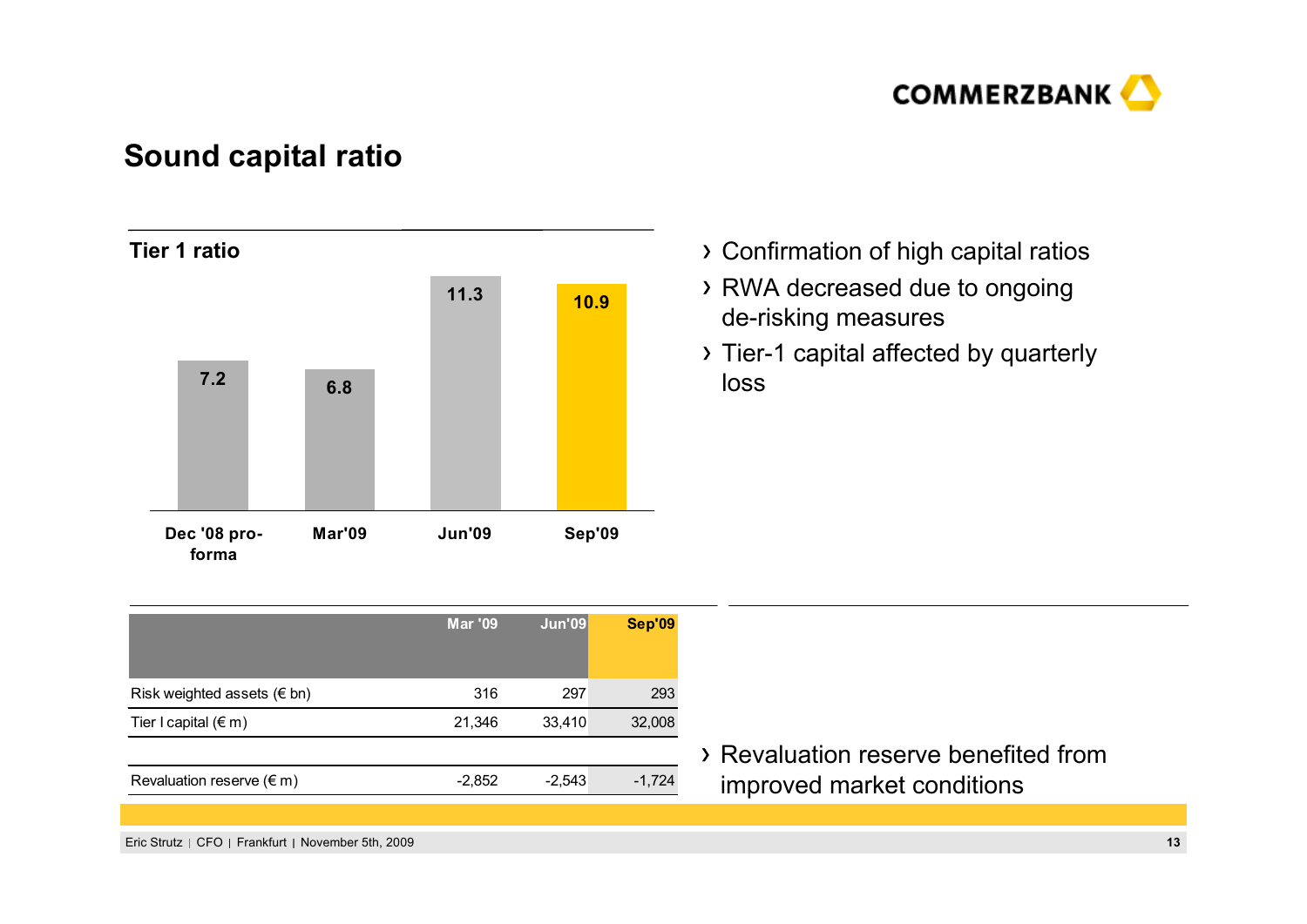# Sound capital ratio

**Tier 1 ratio**

| | Dec '08 pro-forma | Mar'09 | Jun'09 | Sep'09 |
|---|---|---|---|---|
| Tier 1 ratio | 7.2 | 6.8 | 11.3 | 10.9 |

- Confirmation of high capital ratios
- RWA decreased due to ongoing de-risking measures
- Tier-1 capital affected by quarterly loss

| | Mar '09 | Jun'09 | Sep'09 |
|---|---|---|---|
| Risk weighted assets (€ bn) | 316 | 297 | 293 |
| Tier I capital (€ m) | 21,346 | 33,410 | 32,008 |
| | | | |
| Revaluation reserve (€ m) | -2,852 | -2,543 | -1,724 |

- Revaluation reserve benefited from improved market conditions

Eric Strutz | CFO | Frankfurt | November 5th, 2009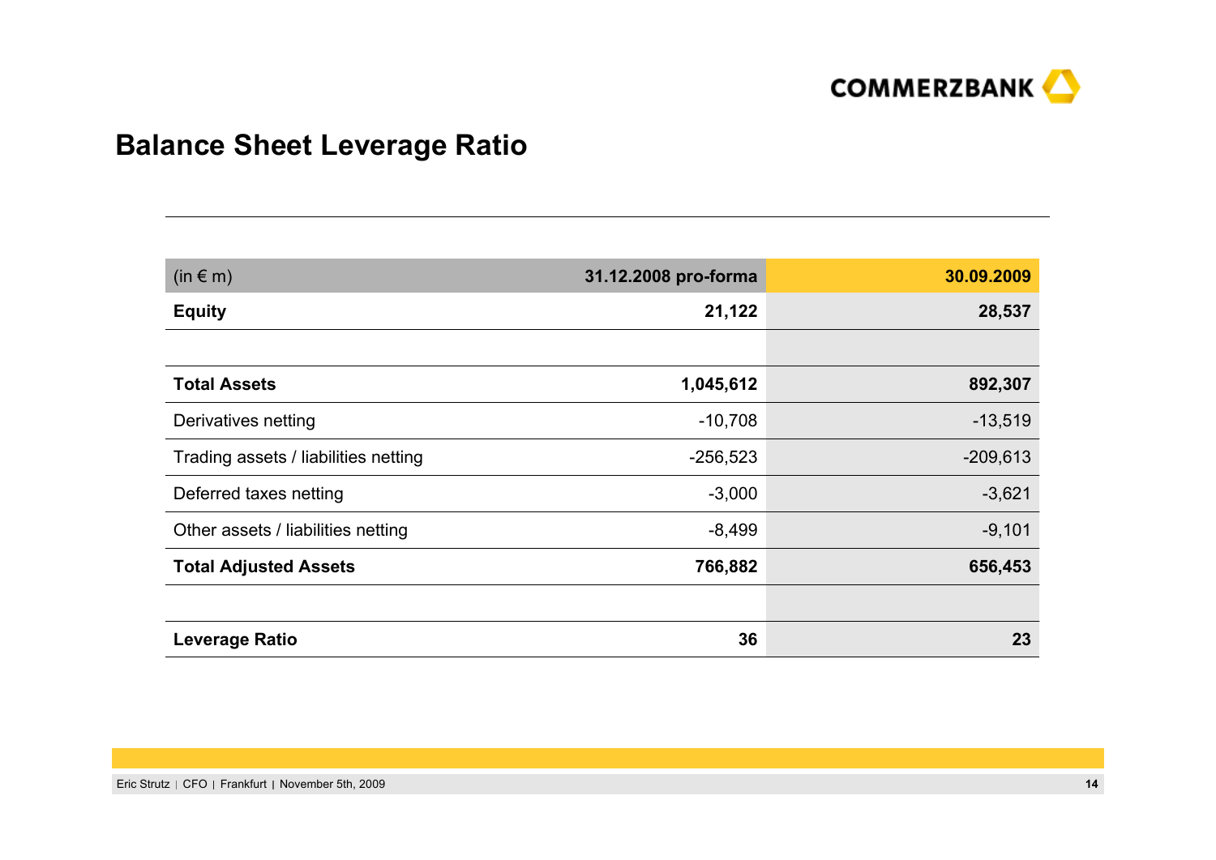# Balance Sheet Leverage Ratio

| (in € m) | 31.12.2008 pro-forma | 30.09.2009 |
|---|---|---|
| **Equity** | **21,122** | **28,537** |
| | | |
| **Total Assets** | **1,045,612** | **892,307** |
| Derivatives netting | -10,708 | -13,519 |
| Trading assets / liabilities netting | -256,523 | -209,613 |
| Deferred taxes netting | -3,000 | -3,621 |
| Other assets / liabilities netting | -8,499 | -9,101 |
| **Total Adjusted Assets** | **766,882** | **656,453** |
| | | |
| **Leverage Ratio** | **36** | **23** |

Eric Strutz | CFO | Frankfurt | November 5th, 2009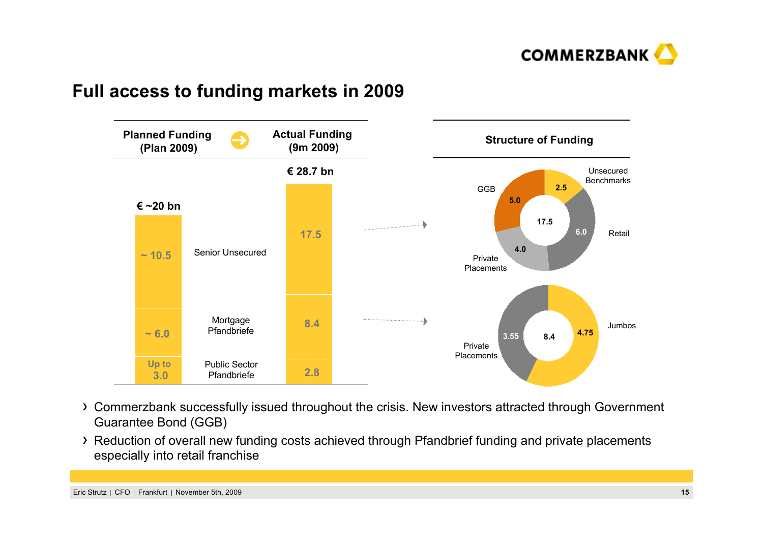# Full access to funding markets in 2009

| | Planned Funding (Plan 2009) | Actual Funding (9m 2009) |
|---|---|---|
| Total | € ~20 bn | € 28.7 bn |
| Senior Unsecured | ~ 10.5 | 17.5 |
| Mortgage Pfandbriefe | ~ 6.0 | 8.4 |
| Public Sector Pfandbriefe | Up to 3.0 | 2.8 |

**Structure of Funding**

Senior Unsecured (17.5):

| Component | € bn |
|---|---|
| Unsecured Benchmarks | 2.5 |
| Retail | 6.0 |
| Private Placements | 4.0 |
| GGB | 5.0 |

Mortgage Pfandbriefe (8.4):

| Component | € bn |
|---|---|
| Jumbos | 4.75 |
| Private Placements | 3.55 |

- Commerzbank successfully issued throughout the crisis. New investors attracted through Government Guarantee Bond (GGB)
- Reduction of overall new funding costs achieved through Pfandbrief funding and private placements especially into retail franchise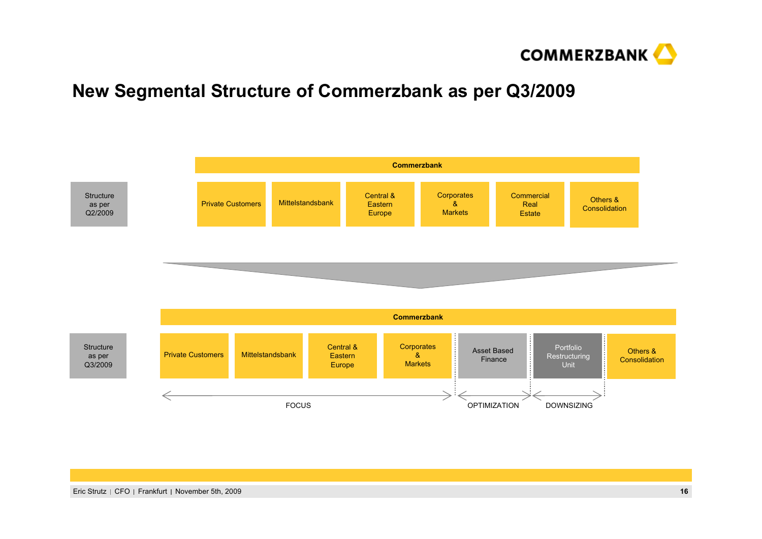# New Segmental Structure of Commerzbank as per Q3/2009

**Structure as per Q2/2009**

| Commerzbank | | | | | |
|---|---|---|---|---|---|
| Private Customers | Mittelstandsbank | Central & Eastern Europe | Corporates & Markets | Commercial Real Estate | Others & Consolidation |

**Structure as per Q3/2009**

| Commerzbank | | | | | | |
|---|---|---|---|---|---|---|
| Private Customers | Mittelstandsbank | Central & Eastern Europe | Corporates & Markets | Asset Based Finance | Portfolio Restructuring Unit | Others & Consolidation |
| FOCUS | | | | OPTIMIZATION | DOWNSIZING | |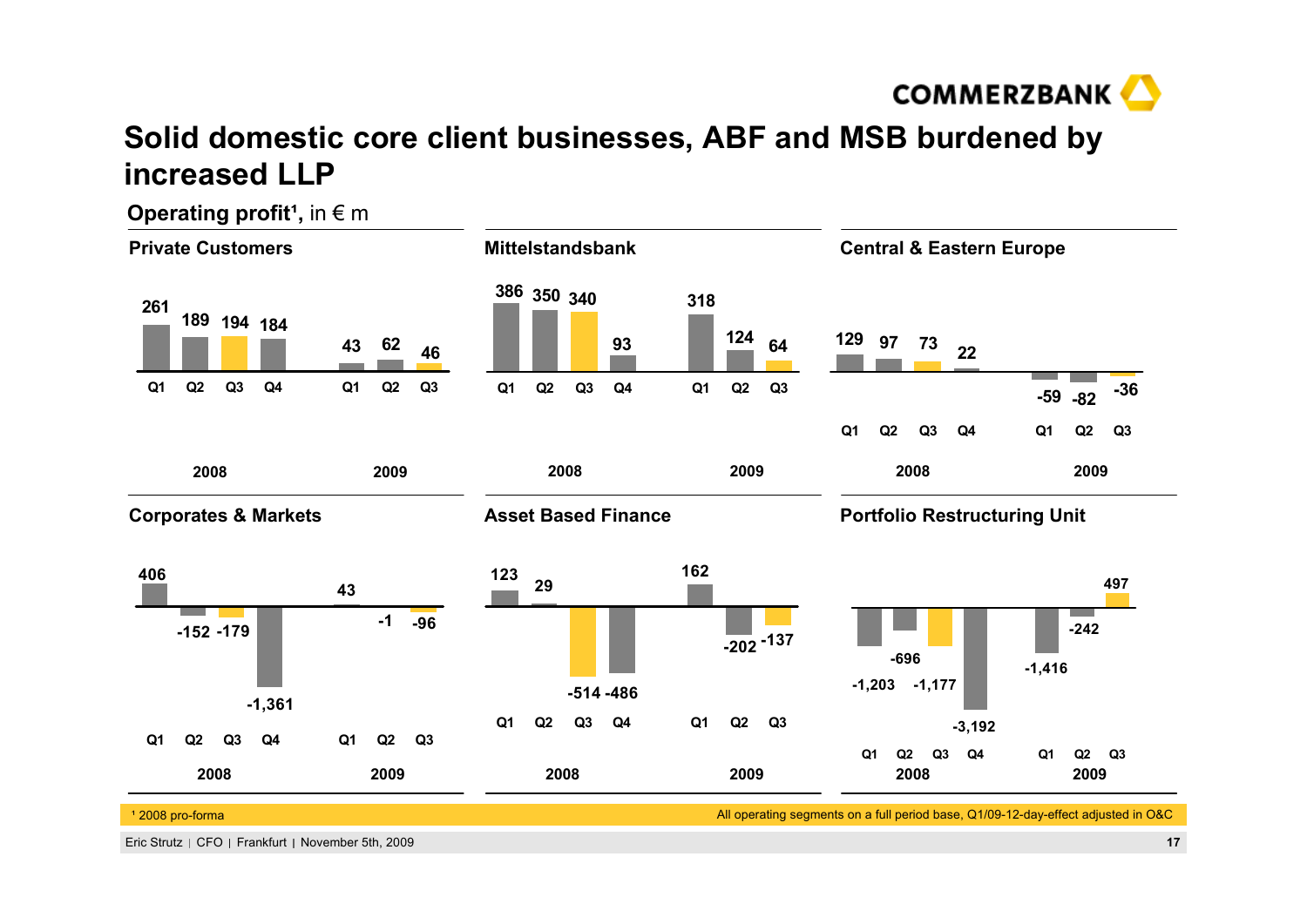# Solid domestic core client businesses, ABF and MSB burdened by increased LLP

**Operating profit¹**, in € m

### Private Customers

| | Q1 2008 | Q2 2008 | Q3 2008 | Q4 2008 | Q1 2009 | Q2 2009 | Q3 2009 |
|---|---|---|---|---|---|---|---|
| Operating profit | 261 | 189 | 194 | 184 | 43 | 62 | 46 |

### Mittelstandsbank

| | Q1 2008 | Q2 2008 | Q3 2008 | Q4 2008 | Q1 2009 | Q2 2009 | Q3 2009 |
|---|---|---|---|---|---|---|---|
| Operating profit | 386 | 350 | 340 | 93 | 318 | 124 | 64 |

### Central & Eastern Europe

| | Q1 2008 | Q2 2008 | Q3 2008 | Q4 2008 | Q1 2009 | Q2 2009 | Q3 2009 |
|---|---|---|---|---|---|---|---|
| Operating profit | 129 | 97 | 73 | 22 | -59 | -82 | -36 |

### Corporates & Markets

| | Q1 2008 | Q2 2008 | Q3 2008 | Q4 2008 | Q1 2009 | Q2 2009 | Q3 2009 |
|---|---|---|---|---|---|---|---|
| Operating profit | 406 | -152 | -179 | -1,361 | 43 | -1 | -96 |

### Asset Based Finance

| | Q1 2008 | Q2 2008 | Q3 2008 | Q4 2008 | Q1 2009 | Q2 2009 | Q3 2009 |
|---|---|---|---|---|---|---|---|
| Operating profit | 123 | 29 | -514 | -486 | 162 | -202 | -137 |

### Portfolio Restructuring Unit

| | Q1 2008 | Q2 2008 | Q3 2008 | Q4 2008 | Q1 2009 | Q2 2009 | Q3 2009 |
|---|---|---|---|---|---|---|---|
| Operating profit | -1,203 | -696 | -1,177 | -3,192 | -1,416 | -242 | 497 |

¹ 2008 pro-forma

All operating segments on a full period base, Q1/09-12-day-effect adjusted in O&C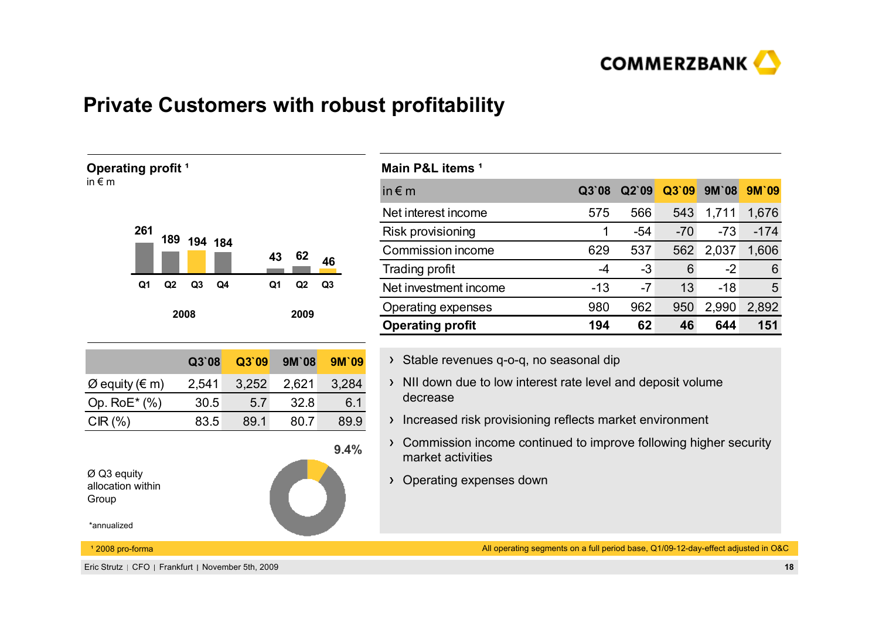# Private Customers with robust profitability

## Operating profit [1]

in € m

| | 2008 | | | | 2009 | | |
|---|---|---|---|---|---|---|---|
| | Q1 | Q2 | Q3 | Q4 | Q1 | Q2 | Q3 |
| Operating profit | 261 | 189 | 194 | 184 | 43 | 62 | 46 |

| | Q3`08 | Q3`09 | 9M`08 | 9M`09 |
|---|---|---|---|---|
| Ø equity (€ m) | 2,541 | 3,252 | 2,621 | 3,284 |
| Op. RoE* (%) | 30.5 | 5.7 | 32.8 | 6.1 |
| CIR (%) | 83.5 | 89.1 | 80.7 | 89.9 |

Ø Q3 equity allocation within Group: 9.4%

*annualized

## Main P&L items [1]

| in € m | Q3`08 | Q2`09 | Q3`09 | 9M`08 | 9M`09 |
|---|---|---|---|---|---|
| Net interest income | 575 | 566 | 543 | 1,711 | 1,676 |
| Risk provisioning | 1 | -54 | -70 | -73 | -174 |
| Commission income | 629 | 537 | 562 | 2,037 | 1,606 |
| Trading profit | -4 | -3 | 6 | -2 | 6 |
| Net investment income | -13 | -7 | 13 | -18 | 5 |
| Operating expenses | 980 | 962 | 950 | 2,990 | 2,892 |
| **Operating profit** | **194** | **62** | **46** | **644** | **151** |

- Stable revenues q-o-q, no seasonal dip
- NII down due to low interest rate level and deposit volume decrease
- Increased risk provisioning reflects market environment
- Commission income continued to improve following higher security market activities
- Operating expenses down

[1] 2008 pro-forma

All operating segments on a full period base, Q1/09-12-day-effect adjusted in O&C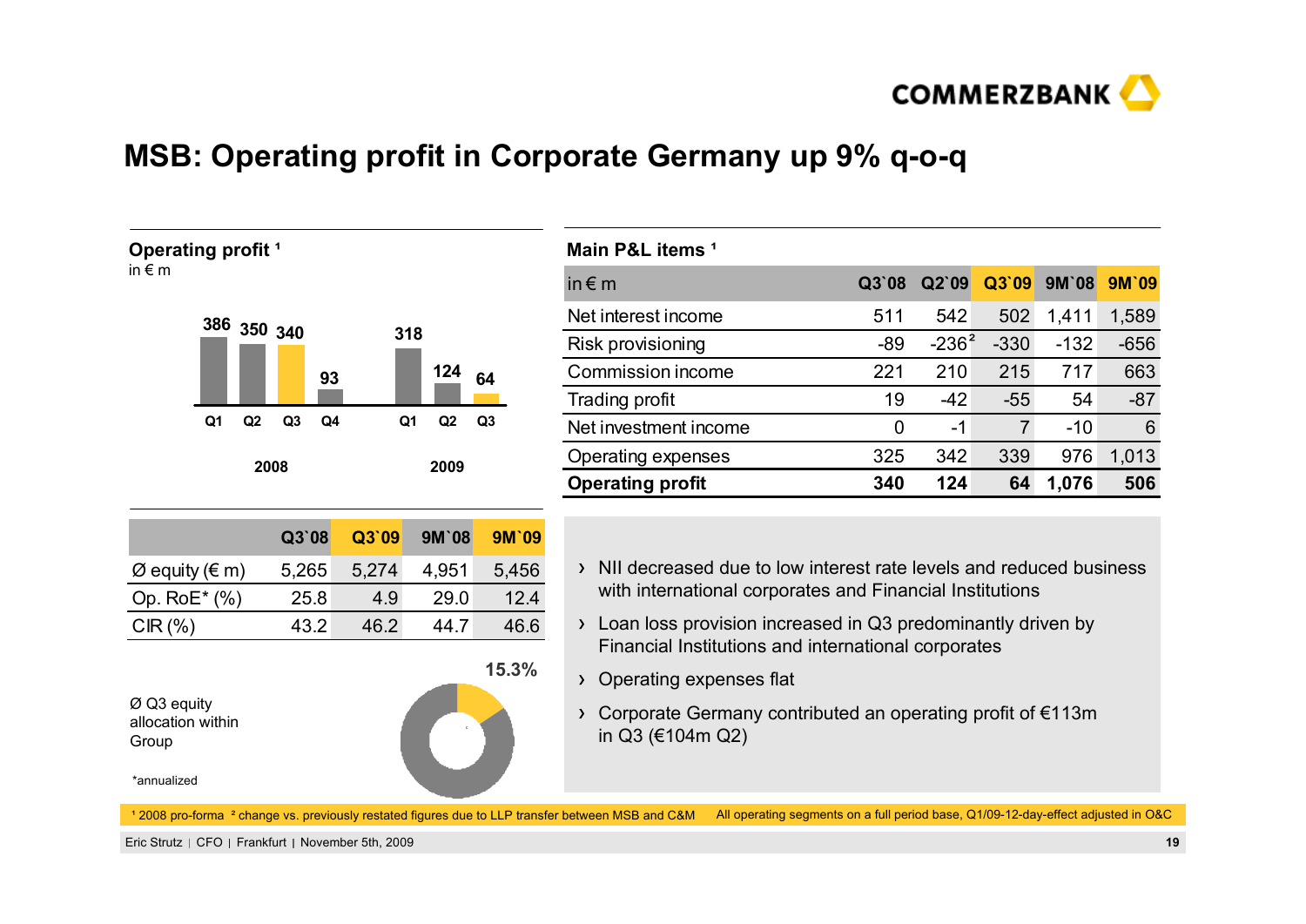# MSB: Operating profit in Corporate Germany up 9% q-o-q

**Operating profit** [1]
in € m

| | Q1 | Q2 | Q3 | Q4 |
|---|---|---|---|---|
| 2008 | 386 | 350 | 340 | 93 |
| 2009 | 318 | 124 | 64 | |

**Main P&L items** [1]

| in € m | Q3`08 | Q2`09 | Q3`09 | 9M`08 | 9M`09 |
|---|---|---|---|---|---|
| Net interest income | 511 | 542 | 502 | 1,411 | 1,589 |
| Risk provisioning | -89 | -236[2] | -330 | -132 | -656 |
| Commission income | 221 | 210 | 215 | 717 | 663 |
| Trading profit | 19 | -42 | -55 | 54 | -87 |
| Net investment income | 0 | -1 | 7 | -10 | 6 |
| Operating expenses | 325 | 342 | 339 | 976 | 1,013 |
| **Operating profit** | **340** | **124** | **64** | **1,076** | **506** |

| | Q3`08 | Q3`09 | 9M`08 | 9M`09 |
|---|---|---|---|---|
| Ø equity (€ m) | 5,265 | 5,274 | 4,951 | 5,456 |
| Op. RoE* (%) | 25.8 | 4.9 | 29.0 | 12.4 |
| CIR (%) | 43.2 | 46.2 | 44.7 | 46.6 |

Ø Q3 equity allocation within Group: 15.3%

*annualized

- NII decreased due to low interest rate levels and reduced business with international corporates and Financial Institutions
- Loan loss provision increased in Q3 predominantly driven by Financial Institutions and international corporates
- Operating expenses flat
- Corporate Germany contributed an operating profit of €113m in Q3 (€104m Q2)

[1] 2008 pro-forma [2] change vs. previously restated figures due to LLP transfer between MSB and C&M All operating segments on a full period base, Q1/09-12-day-effect adjusted in O&C

Eric Strutz | CFO | Frankfurt | November 5th, 2009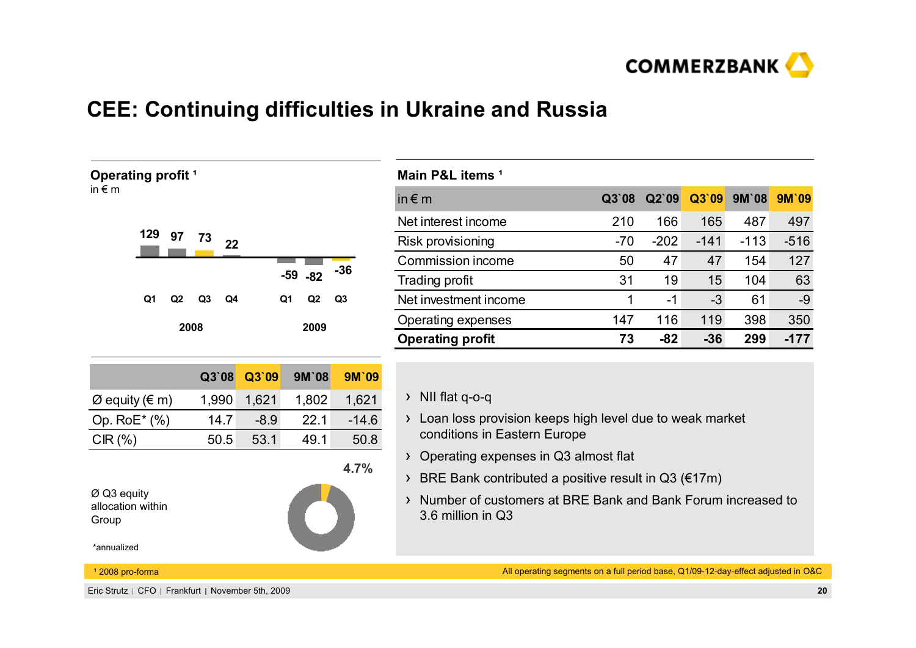# CEE: Continuing difficulties in Ukraine and Russia

## Operating profit ¹

in € m

| | 2008 Q1 | 2008 Q2 | 2008 Q3 | 2008 Q4 | 2009 Q1 | 2009 Q2 | 2009 Q3 |
|---|---|---|---|---|---|---|---|
| Operating profit | 129 | 97 | 73 | 22 | -59 | -82 | -36 |

| | Q3`08 | Q3`09 | 9M`08 | 9M`09 |
|---|---|---|---|---|
| Ø equity (€ m) | 1,990 | 1,621 | 1,802 | 1,621 |
| Op. RoE* (%) | 14.7 | -8.9 | 22.1 | -14.6 |
| CIR (%) | 50.5 | 53.1 | 49.1 | 50.8 |

Ø Q3 equity allocation within Group: 4.7%

*annualized

## Main P&L items ¹

| in € m | Q3`08 | Q2`09 | Q3`09 | 9M`08 | 9M`09 |
|---|---|---|---|---|---|
| Net interest income | 210 | 166 | 165 | 487 | 497 |
| Risk provisioning | -70 | -202 | -141 | -113 | -516 |
| Commission income | 50 | 47 | 47 | 154 | 127 |
| Trading profit | 31 | 19 | 15 | 104 | 63 |
| Net investment income | 1 | -1 | -3 | 61 | -9 |
| Operating expenses | 147 | 116 | 119 | 398 | 350 |
| **Operating profit** | **73** | **-82** | **-36** | **299** | **-177** |

- NII flat q-o-q
- Loan loss provision keeps high level due to weak market conditions in Eastern Europe
- Operating expenses in Q3 almost flat
- BRE Bank contributed a positive result in Q3 (€17m)
- Number of customers at BRE Bank and Bank Forum increased to 3.6 million in Q3

¹ 2008 pro-forma

All operating segments on a full period base, Q1/09-12-day-effect adjusted in O&C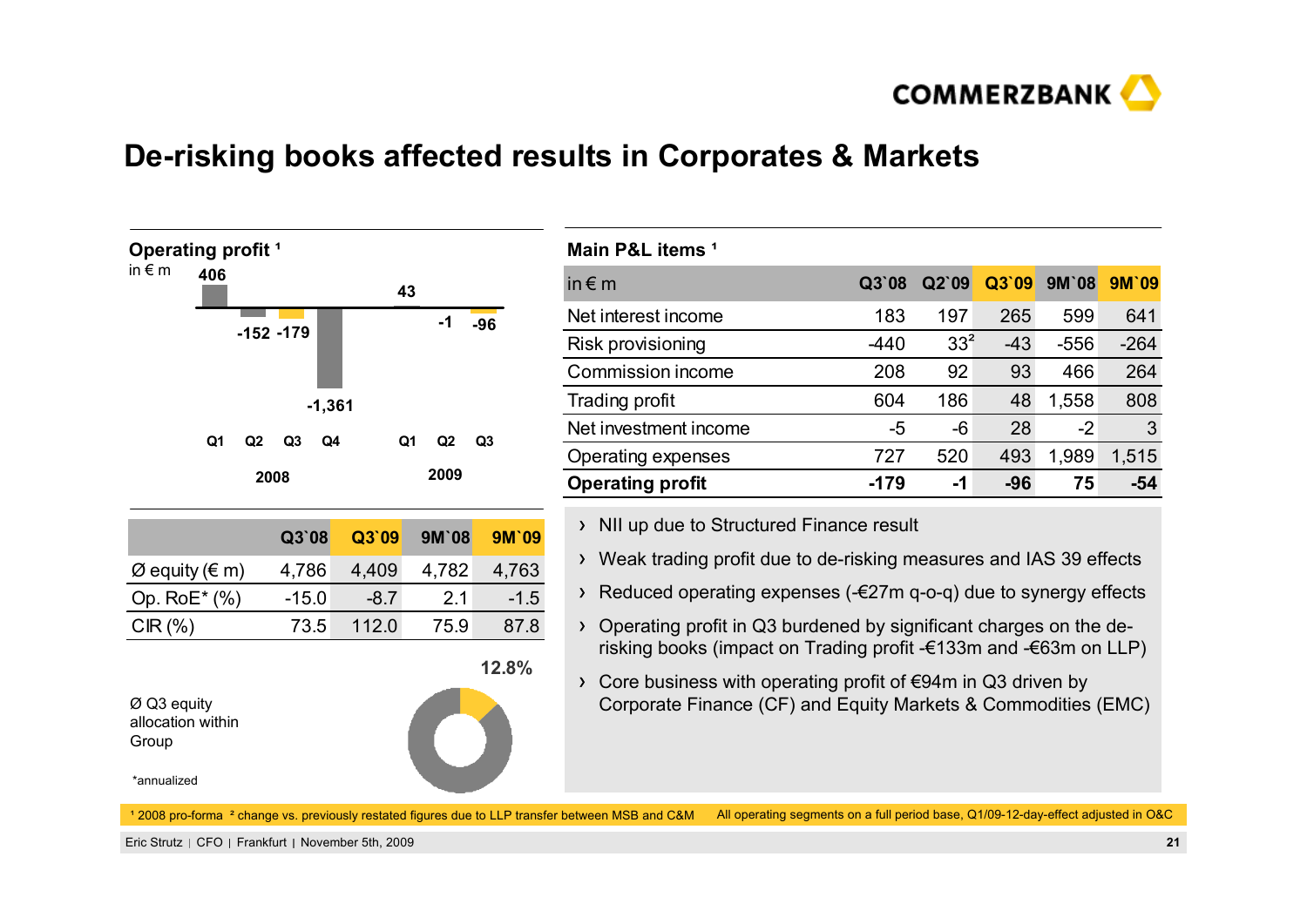# De-risking books affected results in Corporates & Markets

**Operating profit** [1]

in € m

| 2008 Q1 | 2008 Q2 | 2008 Q3 | 2008 Q4 | 2009 Q1 | 2009 Q2 | 2009 Q3 |
|---|---|---|---|---|---|---|
| 406 | -152 | -179 | -1,361 | 43 | -1 | -96 |

|  | Q3`08 | Q3`09 | 9M`08 | 9M`09 |
|---|---|---|---|---|
| Ø equity (€ m) | 4,786 | 4,409 | 4,782 | 4,763 |
| Op. RoE* (%) | -15.0 | -8.7 | 2.1 | -1.5 |
| CIR (%) | 73.5 | 112.0 | 75.9 | 87.8 |

Ø Q3 equity allocation within Group: 12.8%

*annualized

**Main P&L items** [1]

| in € m | Q3`08 | Q2`09 | Q3`09 | 9M`08 | 9M`09 |
|---|---|---|---|---|---|
| Net interest income | 183 | 197 | 265 | 599 | 641 |
| Risk provisioning | -440 | 33[2] | -43 | -556 | -264 |
| Commission income | 208 | 92 | 93 | 466 | 264 |
| Trading profit | 604 | 186 | 48 | 1,558 | 808 |
| Net investment income | -5 | -6 | 28 | -2 | 3 |
| Operating expenses | 727 | 520 | 493 | 1,989 | 1,515 |
| **Operating profit** | **-179** | **-1** | **-96** | **75** | **-54** |

- NII up due to Structured Finance result
- Weak trading profit due to de-risking measures and IAS 39 effects
- Reduced operating expenses (-€27m q-o-q) due to synergy effects
- Operating profit in Q3 burdened by significant charges on the de-risking books (impact on Trading profit -€133m and -€63m on LLP)
- Core business with operating profit of €94m in Q3 driven by Corporate Finance (CF) and Equity Markets & Commodities (EMC)

[1] 2008 pro-forma [2] change vs. previously restated figures due to LLP transfer between MSB and C&M All operating segments on a full period base, Q1/09-12-day-effect adjusted in O&C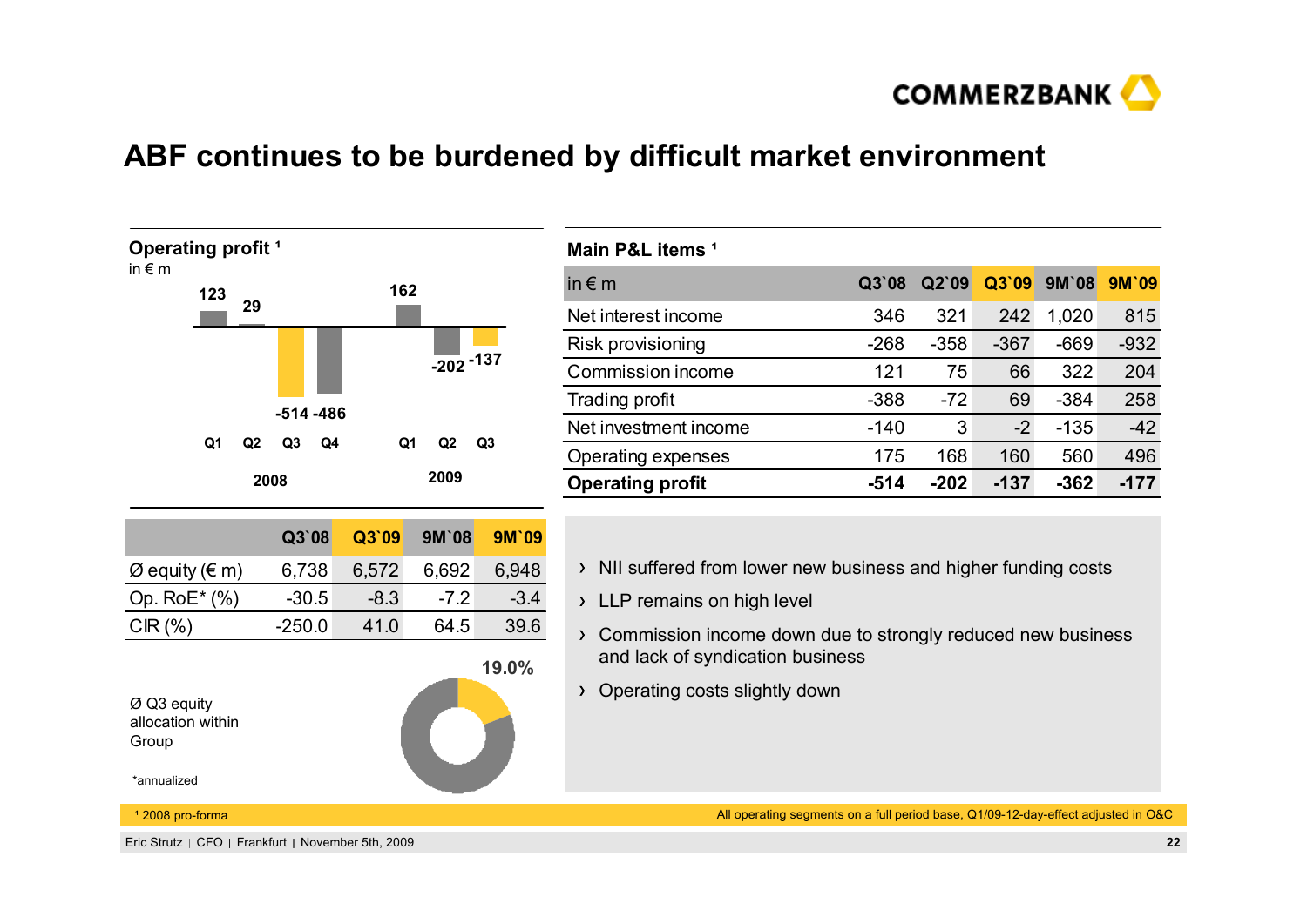# ABF continues to be burdened by difficult market environment

**Operating profit** [1]

in € m

| | Q1 2008 | Q2 2008 | Q3 2008 | Q4 2008 | Q1 2009 | Q2 2009 | Q3 2009 |
|---|---|---|---|---|---|---|---|
| Operating profit | 123 | 29 | -514 | -486 | 162 | -202 | -137 |

| | Q3`08 | Q3`09 | 9M`08 | 9M`09 |
|---|---|---|---|---|
| Ø equity (€ m) | 6,738 | 6,572 | 6,692 | 6,948 |
| Op. RoE* (%) | -30.5 | -8.3 | -7.2 | -3.4 |
| CIR (%) | -250.0 | 41.0 | 64.5 | 39.6 |

Ø Q3 equity allocation within Group: 19.0%

*annualized

**Main P&L items** [1]

| in € m | Q3`08 | Q2`09 | Q3`09 | 9M`08 | 9M`09 |
|---|---|---|---|---|---|
| Net interest income | 346 | 321 | 242 | 1,020 | 815 |
| Risk provisioning | -268 | -358 | -367 | -669 | -932 |
| Commission income | 121 | 75 | 66 | 322 | 204 |
| Trading profit | -388 | -72 | 69 | -384 | 258 |
| Net investment income | -140 | 3 | -2 | -135 | -42 |
| Operating expenses | 175 | 168 | 160 | 560 | 496 |
| **Operating profit** | **-514** | **-202** | **-137** | **-362** | **-177** |

- NII suffered from lower new business and higher funding costs
- LLP remains on high level
- Commission income down due to strongly reduced new business and lack of syndication business
- Operating costs slightly down

[1] 2008 pro-forma

All operating segments on a full period base, Q1/09-12-day-effect adjusted in O&C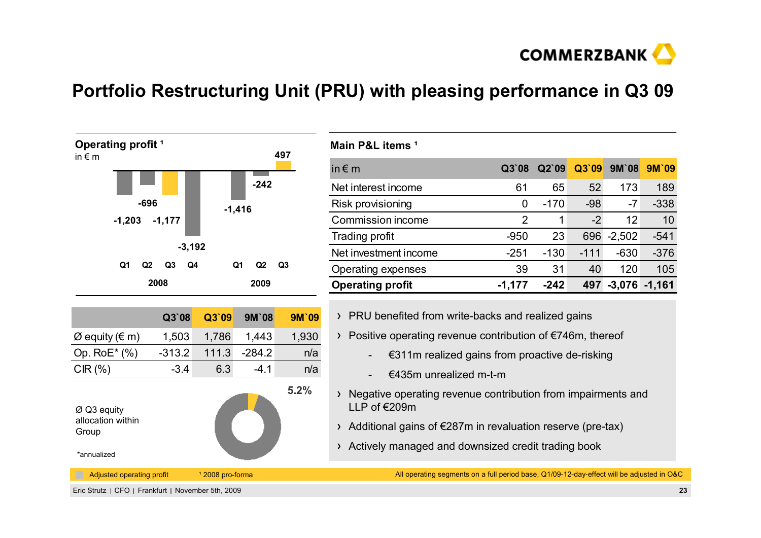# Portfolio Restructuring Unit (PRU) with pleasing performance in Q3 09

**Operating profit [1]**
in € m

| | 2008 Q1 | 2008 Q2 | 2008 Q3 | 2008 Q4 | 2009 Q1 | 2009 Q2 | 2009 Q3 |
|---|---|---|---|---|---|---|---|
| Operating profit | -1,203 | -696 | -1,177 | -3,192 | -1,416 | -242 | 497 |

**Main P&L items [1]**

| in € m | Q3`08 | Q2`09 | Q3`09 | 9M`08 | 9M`09 |
|---|---|---|---|---|---|
| Net interest income | 61 | 65 | 52 | 173 | 189 |
| Risk provisioning | 0 | -170 | -98 | -7 | -338 |
| Commission income | 2 | 1 | -2 | 12 | 10 |
| Trading profit | -950 | 23 | 696 | -2,502 | -541 |
| Net investment income | -251 | -130 | -111 | -630 | -376 |
| Operating expenses | 39 | 31 | 40 | 120 | 105 |
| **Operating profit** | **-1,177** | **-242** | **497** | **-3,076** | **-1,161** |

| | Q3`08 | Q3`09 | 9M`08 | 9M`09 |
|---|---|---|---|---|
| Ø equity (€ m) | 1,503 | 1,786 | 1,443 | 1,930 |
| Op. RoE* (%) | -313.2 | 111.3 | -284.2 | n/a |
| CIR (%) | -3.4 | 6.3 | -4.1 | n/a |

Ø Q3 equity allocation within Group: 5.2%

*annualized

- PRU benefited from write-backs and realized gains
- Positive operating revenue contribution of €746m, thereof
  - €311m realized gains from proactive de-risking
  - €435m unrealized m-t-m
- Negative operating revenue contribution from impairments and LLP of €209m
- Additional gains of €287m in revaluation reserve (pre-tax)
- Actively managed and downsized credit trading book

Adjusted operating profit | [1] 2008 pro-forma | All operating segments on a full period base, Q1/09-12-day-effect will be adjusted in O&C

Eric Strutz | CFO | Frankfurt | November 5th, 2009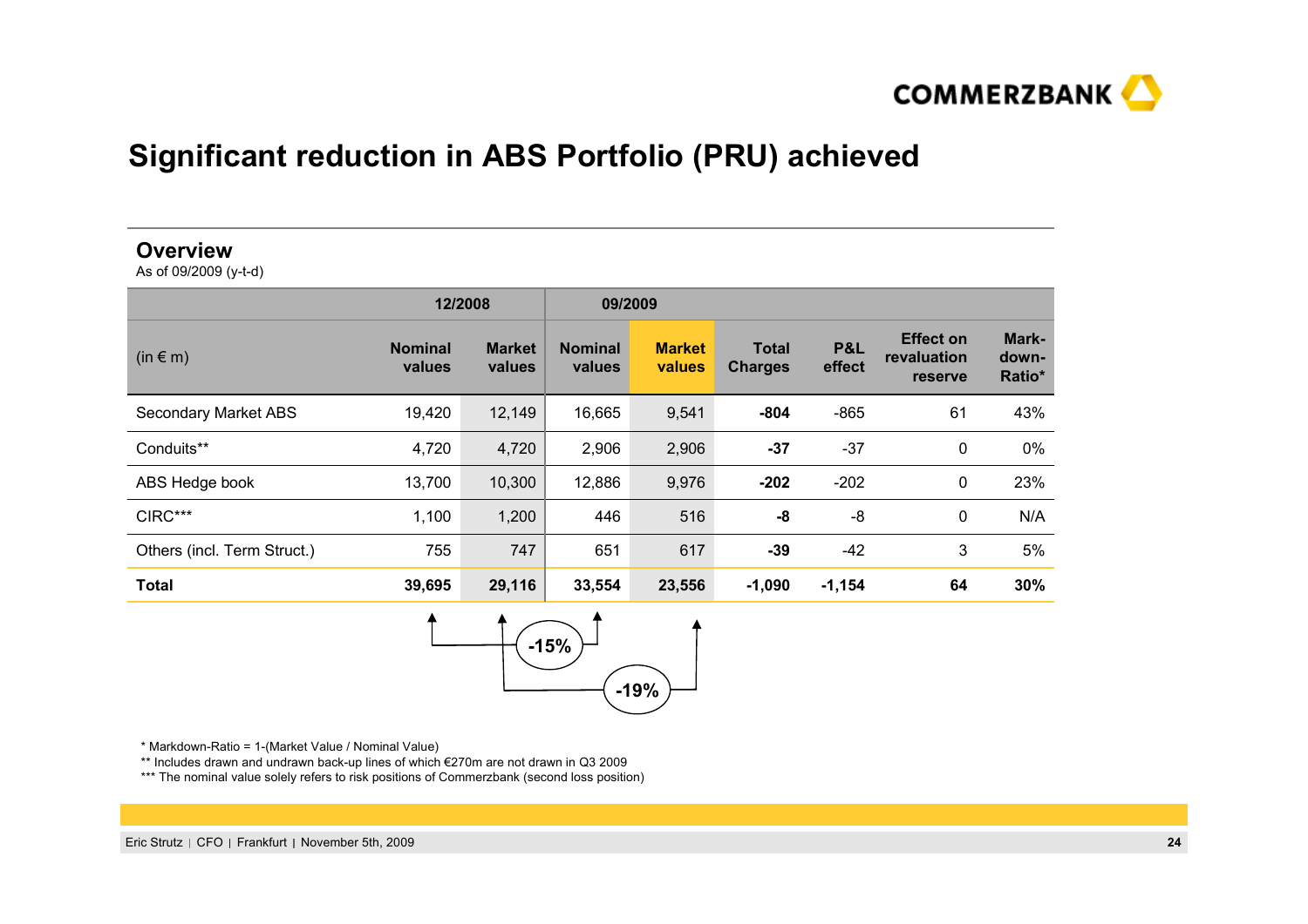# Significant reduction in ABS Portfolio (PRU) achieved

## Overview

As of 09/2009 (y-t-d)

| | 12/2008 | | 09/2009 | | | | | |
|---|---|---|---|---|---|---|---|---|
| (in € m) | Nominal values | Market values | Nominal values | Market values | Total Charges | P&L effect | Effect on revaluation reserve | Mark-down-Ratio* |
| Secondary Market ABS | 19,420 | 12,149 | 16,665 | 9,541 | **-804** | -865 | 61 | 43% |
| Conduits** | 4,720 | 4,720 | 2,906 | 2,906 | **-37** | -37 | 0 | 0% |
| ABS Hedge book | 13,700 | 10,300 | 12,886 | 9,976 | **-202** | -202 | 0 | 23% |
| CIRC*** | 1,100 | 1,200 | 446 | 516 | **-8** | -8 | 0 | N/A |
| Others (incl. Term Struct.) | 755 | 747 | 651 | 617 | **-39** | -42 | 3 | 5% |
| **Total** | **39,695** | **29,116** | **33,554** | **23,556** | **-1,090** | **-1,154** | **64** | **30%** |

Nominal values 12/2008 → 09/2009: -15%

Market values 12/2008 → 09/2009: -19%

\* Markdown-Ratio = 1-(Market Value / Nominal Value)

\** Includes drawn and undrawn back-up lines of which €270m are not drawn in Q3 2009

\*** The nominal value solely refers to risk positions of Commerzbank (second loss position)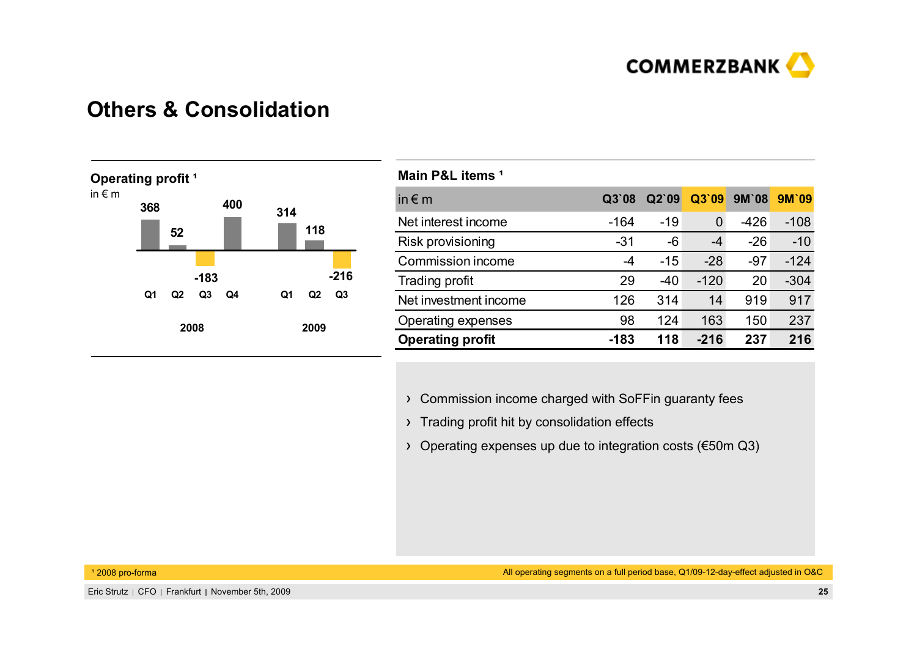# Others & Consolidation

**Operating profit [1]**

in € m

| | Q1 2008 | Q2 2008 | Q3 2008 | Q4 2008 | Q1 2009 | Q2 2009 | Q3 2009 |
|---|---|---|---|---|---|---|---|
| Operating profit | 368 | 52 | -183 | 400 | 314 | 118 | -216 |

**Main P&L items [1]**

| in € m | Q3`08 | Q2`09 | Q3`09 | 9M`08 | 9M`09 |
|---|---|---|---|---|---|
| Net interest income | -164 | -19 | 0 | -426 | -108 |
| Risk provisioning | -31 | -6 | -4 | -26 | -10 |
| Commission income | -4 | -15 | -28 | -97 | -124 |
| Trading profit | 29 | -40 | -120 | 20 | -304 |
| Net investment income | 126 | 314 | 14 | 919 | 917 |
| Operating expenses | 98 | 124 | 163 | 150 | 237 |
| **Operating profit** | **-183** | **118** | **-216** | **237** | **216** |

- Commission income charged with SoFFin guaranty fees
- Trading profit hit by consolidation effects
- Operating expenses up due to integration costs (€50m Q3)

[1] 2008 pro-forma

All operating segments on a full period base, Q1/09-12-day-effect adjusted in O&C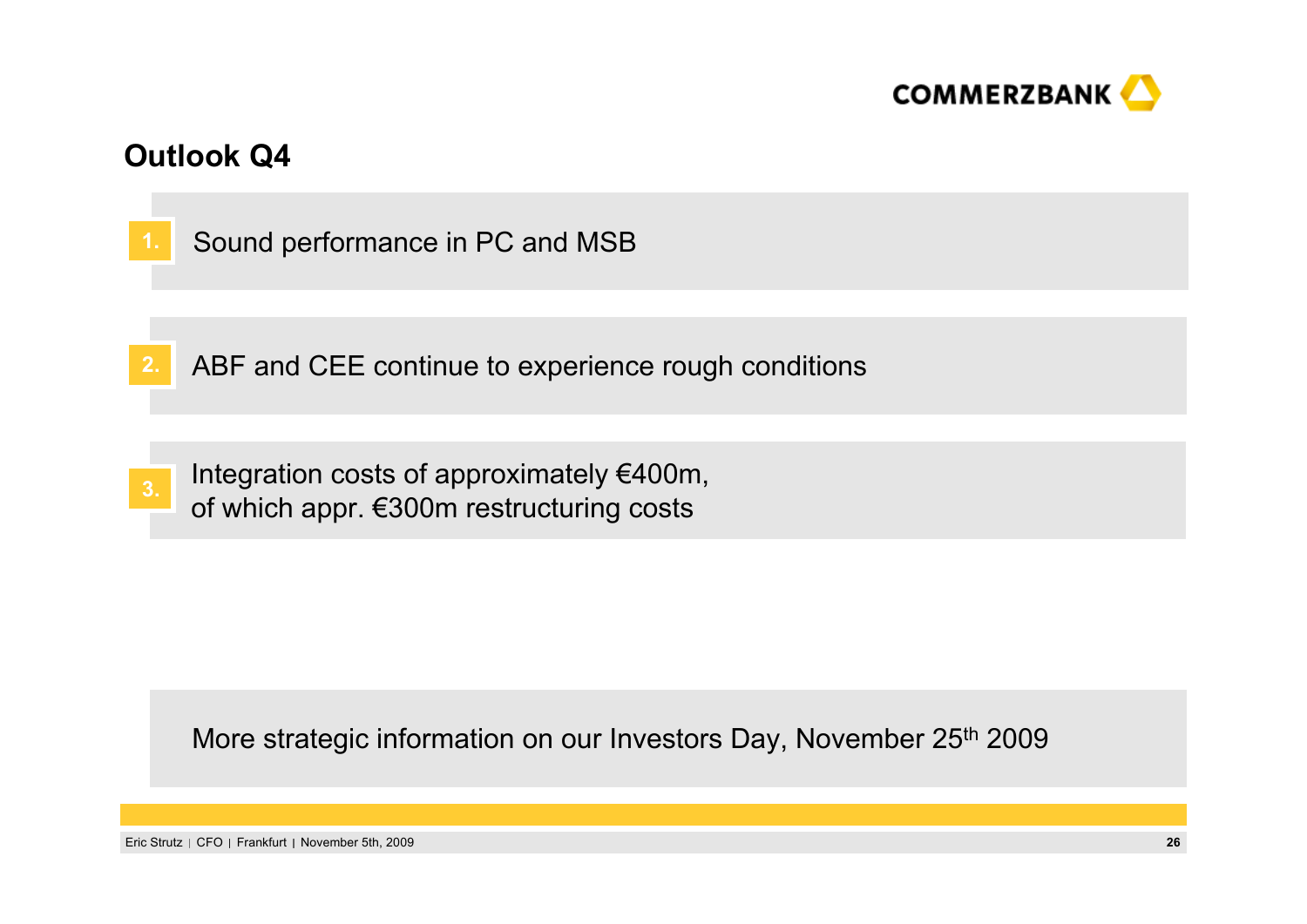## Outlook Q4

1. Sound performance in PC and MSB

2. ABF and CEE continue to experience rough conditions

3. Integration costs of approximately €400m, of which appr. €300m restructuring costs

More strategic information on our Investors Day, November 25th 2009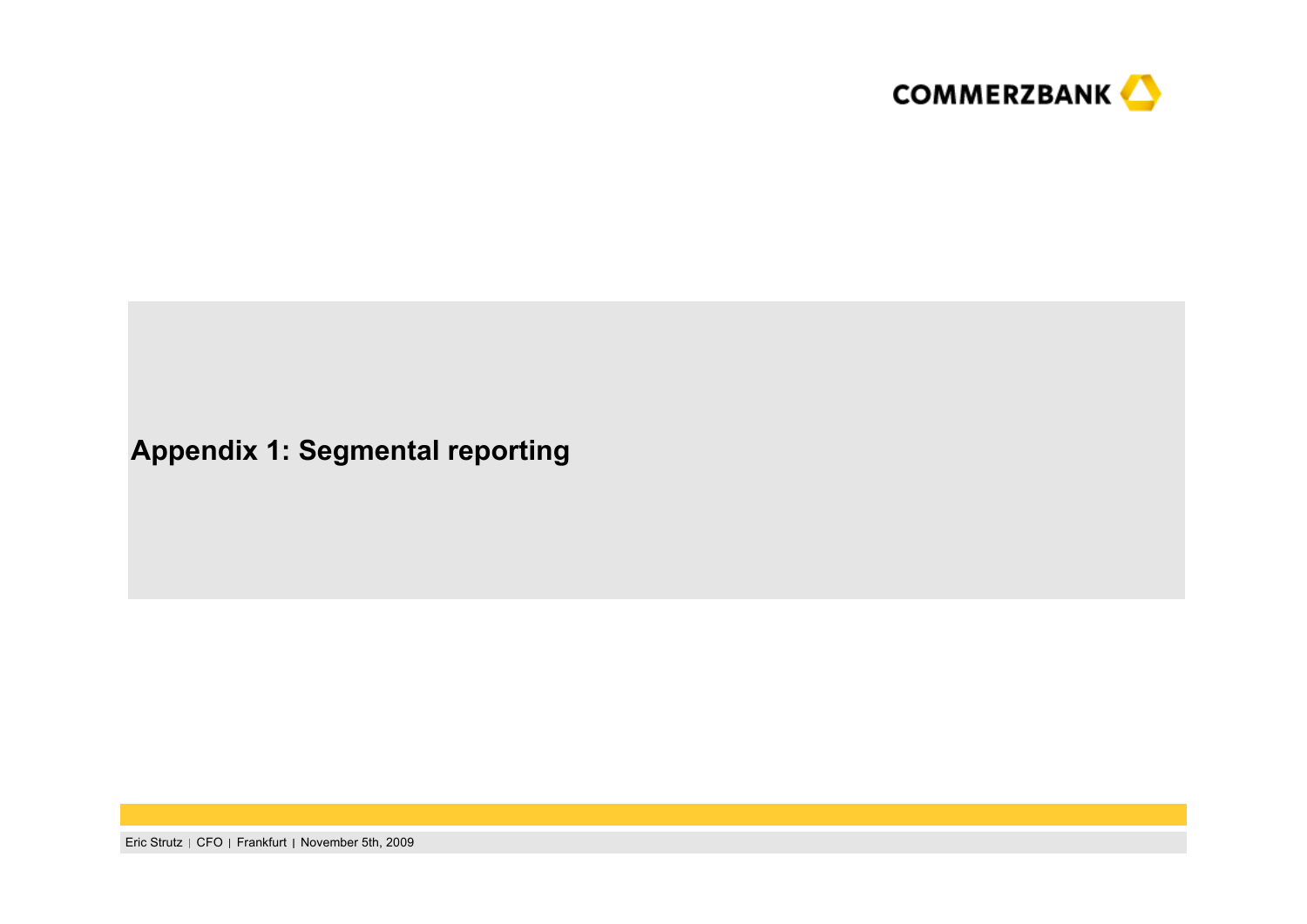# Appendix 1: Segmental reporting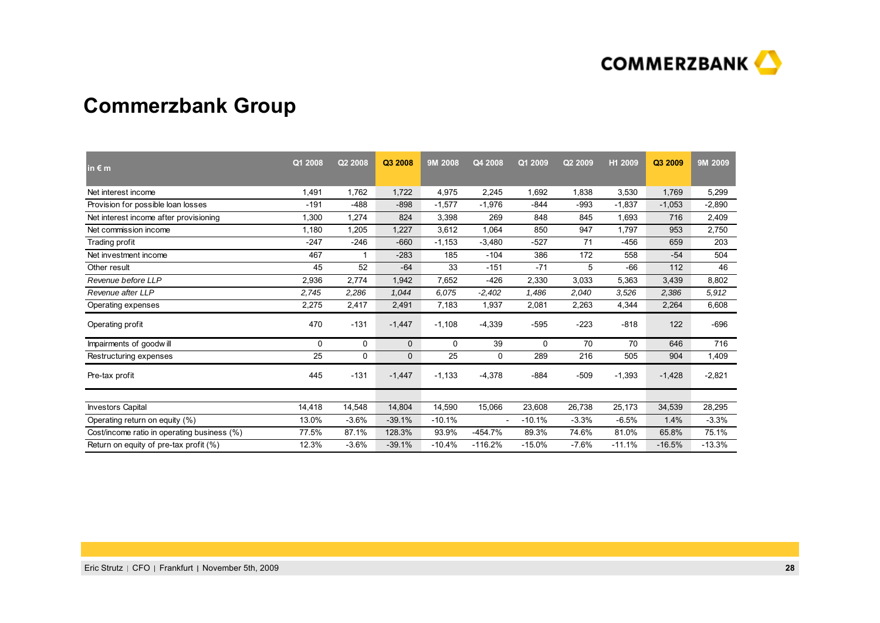# Commerzbank Group

| in € m | Q1 2008 | Q2 2008 | Q3 2008 | 9M 2008 | Q4 2008 | Q1 2009 | Q2 2009 | H1 2009 | Q3 2009 | 9M 2009 |
|---|---|---|---|---|---|---|---|---|---|---|
| Net interest income | 1,491 | 1,762 | 1,722 | 4,975 | 2,245 | 1,692 | 1,838 | 3,530 | 1,769 | 5,299 |
| Provision for possible loan losses | -191 | -488 | -898 | -1,577 | -1,976 | -844 | -993 | -1,837 | -1,053 | -2,890 |
| Net interest income after provisioning | 1,300 | 1,274 | 824 | 3,398 | 269 | 848 | 845 | 1,693 | 716 | 2,409 |
| Net commission income | 1,180 | 1,205 | 1,227 | 3,612 | 1,064 | 850 | 947 | 1,797 | 953 | 2,750 |
| Trading profit | -247 | -246 | -660 | -1,153 | -3,480 | -527 | 71 | -456 | 659 | 203 |
| Net investment income | 467 | 1 | -283 | 185 | -104 | 386 | 172 | 558 | -54 | 504 |
| Other result | 45 | 52 | -64 | 33 | -151 | -71 | 5 | -66 | 112 | 46 |
| *Revenue before LLP* | 2,936 | 2,774 | 1,942 | 7,652 | -426 | 2,330 | 3,033 | 5,363 | 3,439 | 8,802 |
| *Revenue after LLP* | *2,745* | *2,286* | *1,044* | *6,075* | *-2,402* | *1,486* | *2,040* | *3,526* | *2,386* | *5,912* |
| Operating expenses | 2,275 | 2,417 | 2,491 | 7,183 | 1,937 | 2,081 | 2,263 | 4,344 | 2,264 | 6,608 |
| Operating profit | 470 | -131 | -1,447 | -1,108 | -4,339 | -595 | -223 | -818 | 122 | -696 |
| Impairments of goodwill | 0 | 0 | 0 | 0 | 39 | 0 | 70 | 70 | 646 | 716 |
| Restructuring expenses | 25 | 0 | 0 | 25 | 0 | 289 | 216 | 505 | 904 | 1,409 |
| Pre-tax profit | 445 | -131 | -1,447 | -1,133 | -4,378 | -884 | -509 | -1,393 | -1,428 | -2,821 |
| | | | | | | | | | | |
| Investors Capital | 14,418 | 14,548 | 14,804 | 14,590 | 15,066 | 23,608 | 26,738 | 25,173 | 34,539 | 28,295 |
| Operating return on equity (%) | 13.0% | -3.6% | -39.1% | -10.1% | - | -10.1% | -3.3% | -6.5% | 1.4% | -3.3% |
| Cost/income ratio in operating business (%) | 77.5% | 87.1% | 128.3% | 93.9% | -454.7% | 89.3% | 74.6% | 81.0% | 65.8% | 75.1% |
| Return on equity of pre-tax profit (%) | 12.3% | -3.6% | -39.1% | -10.4% | -116.2% | -15.0% | -7.6% | -11.1% | -16.5% | -13.3% |

Eric Strutz | CFO | Frankfurt | November 5th, 2009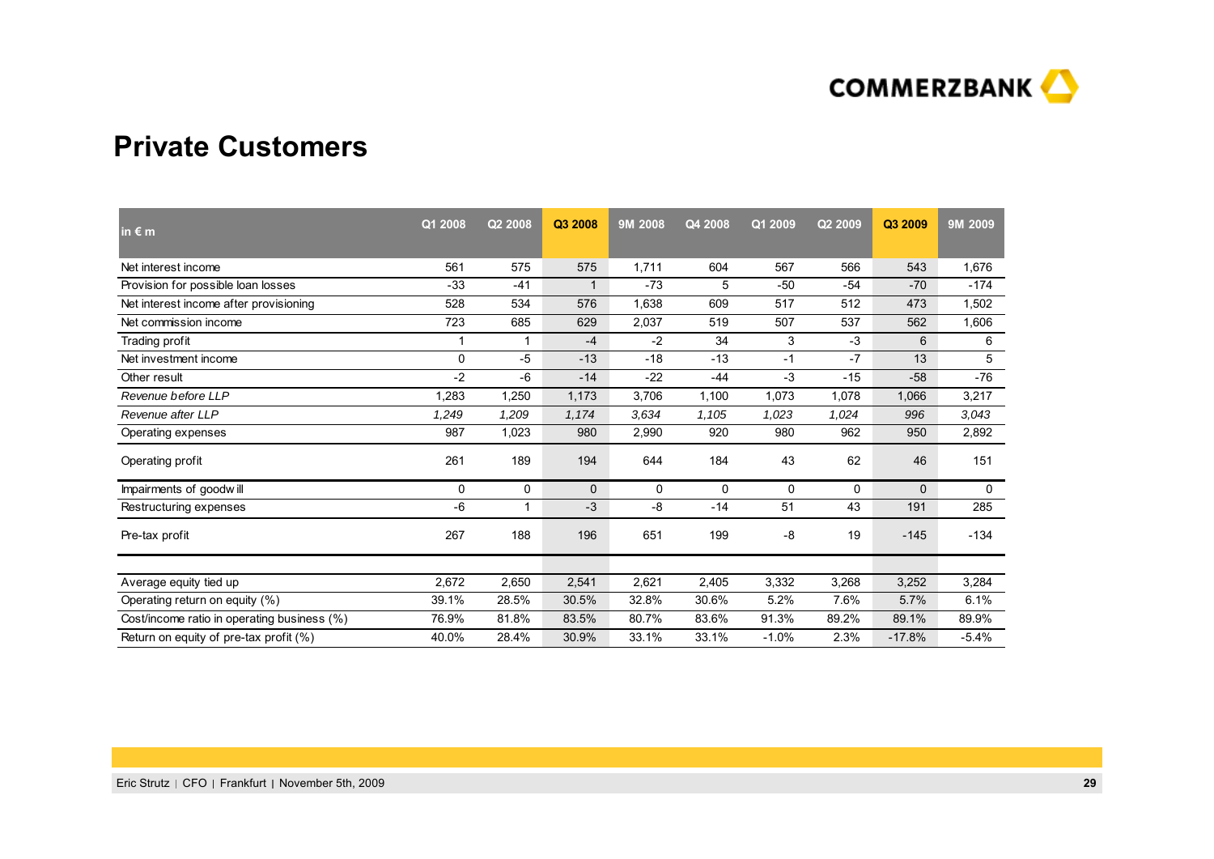# Private Customers

| in € m | Q1 2008 | Q2 2008 | Q3 2008 | 9M 2008 | Q4 2008 | Q1 2009 | Q2 2009 | Q3 2009 | 9M 2009 |
|---|---|---|---|---|---|---|---|---|---|
| Net interest income | 561 | 575 | 575 | 1,711 | 604 | 567 | 566 | 543 | 1,676 |
| Provision for possible loan losses | -33 | -41 | 1 | -73 | 5 | -50 | -54 | -70 | -174 |
| Net interest income after provisioning | 528 | 534 | 576 | 1,638 | 609 | 517 | 512 | 473 | 1,502 |
| Net commission income | 723 | 685 | 629 | 2,037 | 519 | 507 | 537 | 562 | 1,606 |
| Trading profit | 1 | 1 | -4 | -2 | 34 | 3 | -3 | 6 | 6 |
| Net investment income | 0 | -5 | -13 | -18 | -13 | -1 | -7 | 13 | 5 |
| Other result | -2 | -6 | -14 | -22 | -44 | -3 | -15 | -58 | -76 |
| *Revenue before LLP* | 1,283 | 1,250 | 1,173 | 3,706 | 1,100 | 1,073 | 1,078 | 1,066 | 3,217 |
| *Revenue after LLP* | *1,249* | *1,209* | *1,174* | *3,634* | *1,105* | *1,023* | *1,024* | *996* | *3,043* |
| Operating expenses | 987 | 1,023 | 980 | 2,990 | 920 | 980 | 962 | 950 | 2,892 |
| Operating profit | 261 | 189 | 194 | 644 | 184 | 43 | 62 | 46 | 151 |
| Impairments of goodwill | 0 | 0 | 0 | 0 | 0 | 0 | 0 | 0 | 0 |
| Restructuring expenses | -6 | 1 | -3 | -8 | -14 | 51 | 43 | 191 | 285 |
| Pre-tax profit | 267 | 188 | 196 | 651 | 199 | -8 | 19 | -145 | -134 |
| | | | | | | | | | |
| Average equity tied up | 2,672 | 2,650 | 2,541 | 2,621 | 2,405 | 3,332 | 3,268 | 3,252 | 3,284 |
| Operating return on equity (%) | 39.1% | 28.5% | 30.5% | 32.8% | 30.6% | 5.2% | 7.6% | 5.7% | 6.1% |
| Cost/income ratio in operating business (%) | 76.9% | 81.8% | 83.5% | 80.7% | 83.6% | 91.3% | 89.2% | 89.1% | 89.9% |
| Return on equity of pre-tax profit (%) | 40.0% | 28.4% | 30.9% | 33.1% | 33.1% | -1.0% | 2.3% | -17.8% | -5.4% |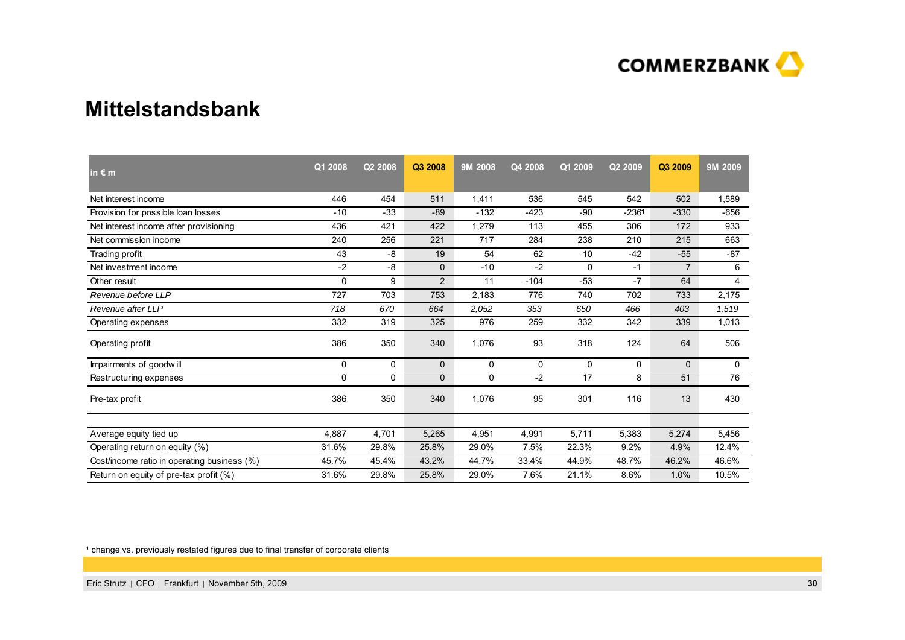# Mittelstandsbank

| in € m | Q1 2008 | Q2 2008 | Q3 2008 | 9M 2008 | Q4 2008 | Q1 2009 | Q2 2009 | Q3 2009 | 9M 2009 |
|---|---|---|---|---|---|---|---|---|---|
| Net interest income | 446 | 454 | 511 | 1,411 | 536 | 545 | 542 | 502 | 1,589 |
| Provision for possible loan losses | -10 | -33 | -89 | -132 | -423 | -90 | -236[1] | -330 | -656 |
| Net interest income after provisioning | 436 | 421 | 422 | 1,279 | 113 | 455 | 306 | 172 | 933 |
| Net commission income | 240 | 256 | 221 | 717 | 284 | 238 | 210 | 215 | 663 |
| Trading profit | 43 | -8 | 19 | 54 | 62 | 10 | -42 | -55 | -87 |
| Net investment income | -2 | -8 | 0 | -10 | -2 | 0 | -1 | 7 | 6 |
| Other result | 0 | 9 | 2 | 11 | -104 | -53 | -7 | 64 | 4 |
| *Revenue before LLP* | 727 | 703 | 753 | 2,183 | 776 | 740 | 702 | 733 | 2,175 |
| *Revenue after LLP* | *718* | *670* | *664* | *2,052* | *353* | *650* | *466* | *403* | *1,519* |
| Operating expenses | 332 | 319 | 325 | 976 | 259 | 332 | 342 | 339 | 1,013 |
| Operating profit | 386 | 350 | 340 | 1,076 | 93 | 318 | 124 | 64 | 506 |
| Impairments of goodwill | 0 | 0 | 0 | 0 | 0 | 0 | 0 | 0 | 0 |
| Restructuring expenses | 0 | 0 | 0 | 0 | -2 | 17 | 8 | 51 | 76 |
| Pre-tax profit | 386 | 350 | 340 | 1,076 | 95 | 301 | 116 | 13 | 430 |
| | | | | | | | | | |
| Average equity tied up | 4,887 | 4,701 | 5,265 | 4,951 | 4,991 | 5,711 | 5,383 | 5,274 | 5,456 |
| Operating return on equity (%) | 31.6% | 29.8% | 25.8% | 29.0% | 7.5% | 22.3% | 9.2% | 4.9% | 12.4% |
| Cost/income ratio in operating business (%) | 45.7% | 45.4% | 43.2% | 44.7% | 33.4% | 44.9% | 48.7% | 46.2% | 46.6% |
| Return on equity of pre-tax profit (%) | 31.6% | 29.8% | 25.8% | 29.0% | 7.6% | 21.1% | 8.6% | 1.0% | 10.5% |

[1] change vs. previously restated figures due to final transfer of corporate clients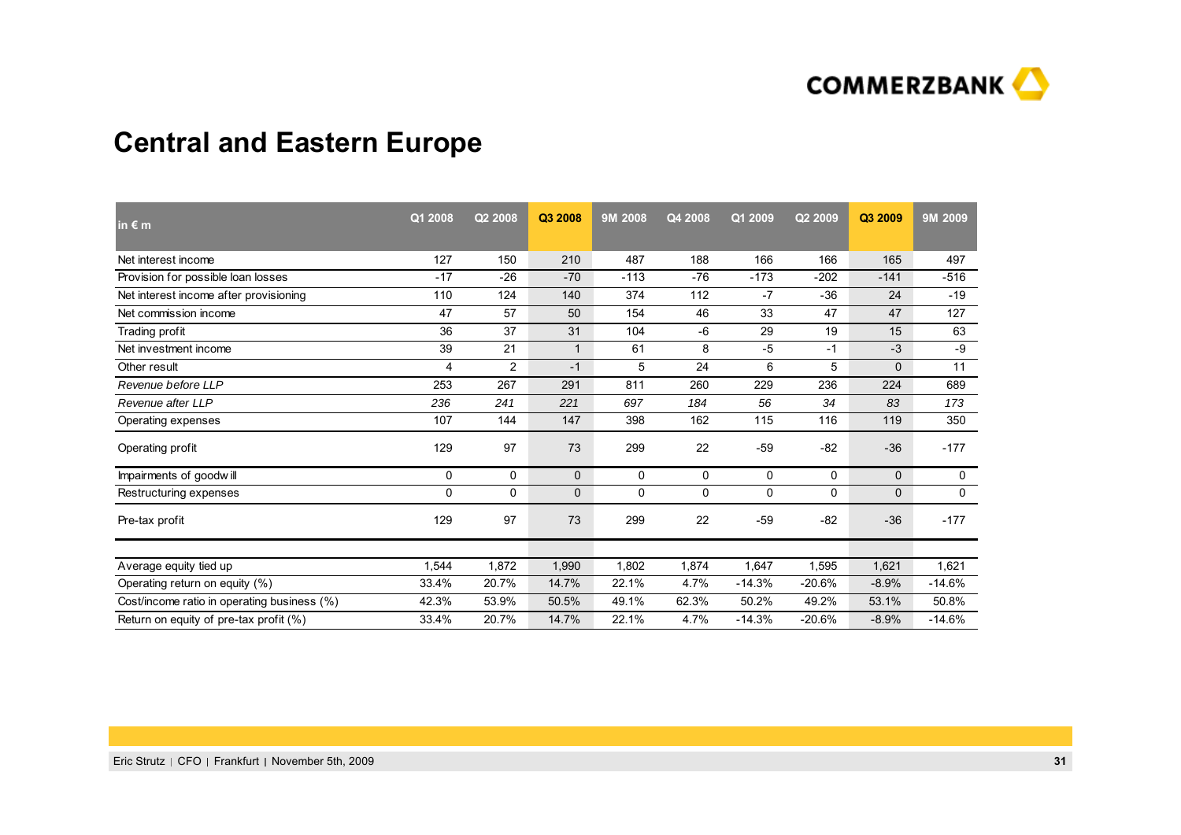# Central and Eastern Europe

| in € m | Q1 2008 | Q2 2008 | Q3 2008 | 9M 2008 | Q4 2008 | Q1 2009 | Q2 2009 | Q3 2009 | 9M 2009 |
|---|---|---|---|---|---|---|---|---|---|
| Net interest income | 127 | 150 | 210 | 487 | 188 | 166 | 166 | 165 | 497 |
| Provision for possible loan losses | -17 | -26 | -70 | -113 | -76 | -173 | -202 | -141 | -516 |
| Net interest income after provisioning | 110 | 124 | 140 | 374 | 112 | -7 | -36 | 24 | -19 |
| Net commission income | 47 | 57 | 50 | 154 | 46 | 33 | 47 | 47 | 127 |
| Trading profit | 36 | 37 | 31 | 104 | -6 | 29 | 19 | 15 | 63 |
| Net investment income | 39 | 21 | 1 | 61 | 8 | -5 | -1 | -3 | -9 |
| Other result | 4 | 2 | -1 | 5 | 24 | 6 | 5 | 0 | 11 |
| *Revenue before LLP* | 253 | 267 | 291 | 811 | 260 | 229 | 236 | 224 | 689 |
| *Revenue after LLP* | *236* | *241* | *221* | *697* | *184* | *56* | *34* | *83* | *173* |
| Operating expenses | 107 | 144 | 147 | 398 | 162 | 115 | 116 | 119 | 350 |
| Operating profit | 129 | 97 | 73 | 299 | 22 | -59 | -82 | -36 | -177 |
| Impairments of goodwill | 0 | 0 | 0 | 0 | 0 | 0 | 0 | 0 | 0 |
| Restructuring expenses | 0 | 0 | 0 | 0 | 0 | 0 | 0 | 0 | 0 |
| Pre-tax profit | 129 | 97 | 73 | 299 | 22 | -59 | -82 | -36 | -177 |
| | | | | | | | | | |
| Average equity tied up | 1,544 | 1,872 | 1,990 | 1,802 | 1,874 | 1,647 | 1,595 | 1,621 | 1,621 |
| Operating return on equity (%) | 33.4% | 20.7% | 14.7% | 22.1% | 4.7% | -14.3% | -20.6% | -8.9% | -14.6% |
| Cost/income ratio in operating business (%) | 42.3% | 53.9% | 50.5% | 49.1% | 62.3% | 50.2% | 49.2% | 53.1% | 50.8% |
| Return on equity of pre-tax profit (%) | 33.4% | 20.7% | 14.7% | 22.1% | 4.7% | -14.3% | -20.6% | -8.9% | -14.6% |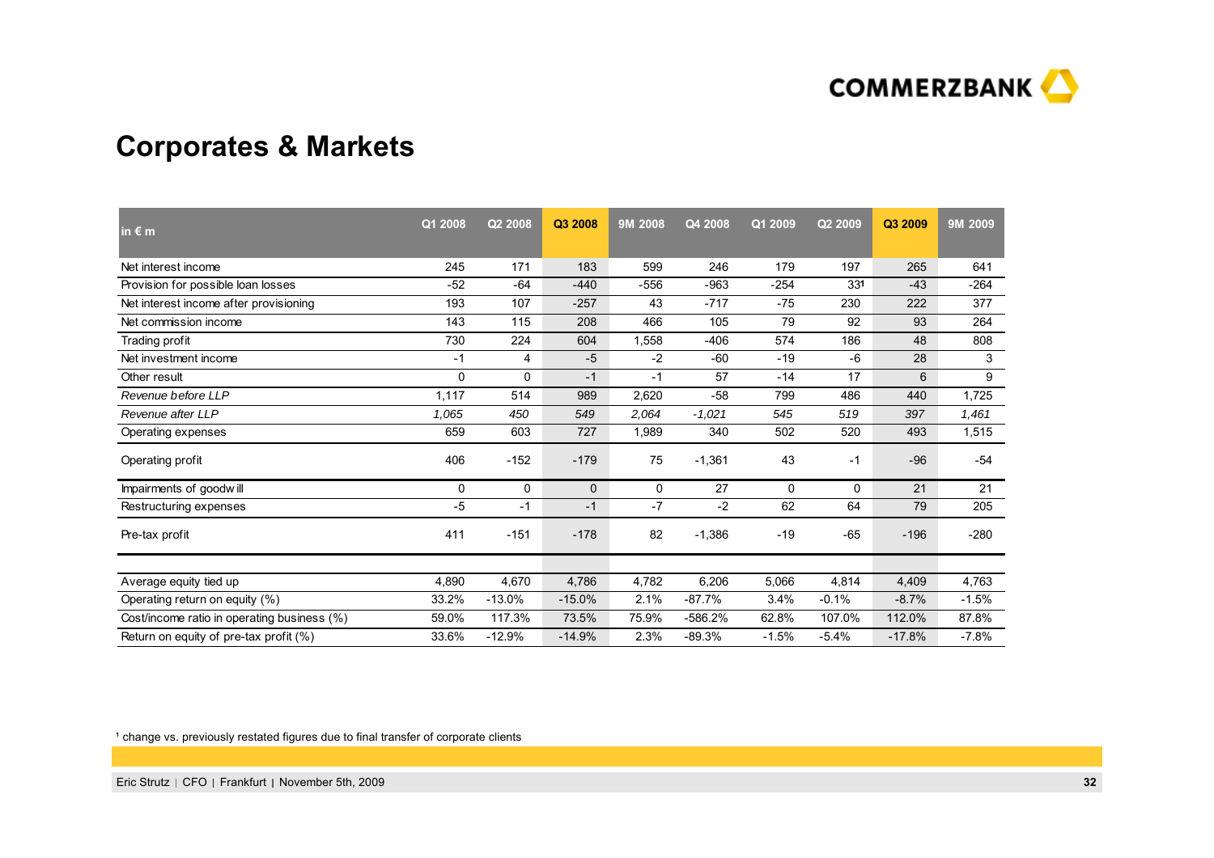# Corporates & Markets

| in € m | Q1 2008 | Q2 2008 | Q3 2008 | 9M 2008 | Q4 2008 | Q1 2009 | Q2 2009 | Q3 2009 | 9M 2009 |
|---|---|---|---|---|---|---|---|---|---|
| Net interest income | 245 | 171 | 183 | 599 | 246 | 179 | 197 | 265 | 641 |
| Provision for possible loan losses | -52 | -64 | -440 | -556 | -963 | -254 | 33[1] | -43 | -264 |
| Net interest income after provisioning | 193 | 107 | -257 | 43 | -717 | -75 | 230 | 222 | 377 |
| Net commission income | 143 | 115 | 208 | 466 | 105 | 79 | 92 | 93 | 264 |
| Trading profit | 730 | 224 | 604 | 1,558 | -406 | 574 | 186 | 48 | 808 |
| Net investment income | -1 | 4 | -5 | -2 | -60 | -19 | -6 | 28 | 3 |
| Other result | 0 | 0 | -1 | -1 | 57 | -14 | 17 | 6 | 9 |
| *Revenue before LLP* | 1,117 | 514 | 989 | 2,620 | -58 | 799 | 486 | 440 | 1,725 |
| *Revenue after LLP* | *1,065* | *450* | *549* | *2,064* | *-1,021* | *545* | *519* | *397* | *1,461* |
| Operating expenses | 659 | 603 | 727 | 1,989 | 340 | 502 | 520 | 493 | 1,515 |
| Operating profit | 406 | -152 | -179 | 75 | -1,361 | 43 | -1 | -96 | -54 |
| Impairments of goodwill | 0 | 0 | 0 | 0 | 27 | 0 | 0 | 21 | 21 |
| Restructuring expenses | -5 | -1 | -1 | -7 | -2 | 62 | 64 | 79 | 205 |
| Pre-tax profit | 411 | -151 | -178 | 82 | -1,386 | -19 | -65 | -196 | -280 |
| | | | | | | | | | |
| Average equity tied up | 4,890 | 4,670 | 4,786 | 4,782 | 6,206 | 5,066 | 4,814 | 4,409 | 4,763 |
| Operating return on equity (%) | 33.2% | -13.0% | -15.0% | 2.1% | -87.7% | 3.4% | -0.1% | -8.7% | -1.5% |
| Cost/income ratio in operating business (%) | 59.0% | 117.3% | 73.5% | 75.9% | -586.2% | 62.8% | 107.0% | 112.0% | 87.8% |
| Return on equity of pre-tax profit (%) | 33.6% | -12.9% | -14.9% | 2.3% | -89.3% | -1.5% | -5.4% | -17.8% | -7.8% |

[1] change vs. previously restated figures due to final transfer of corporate clients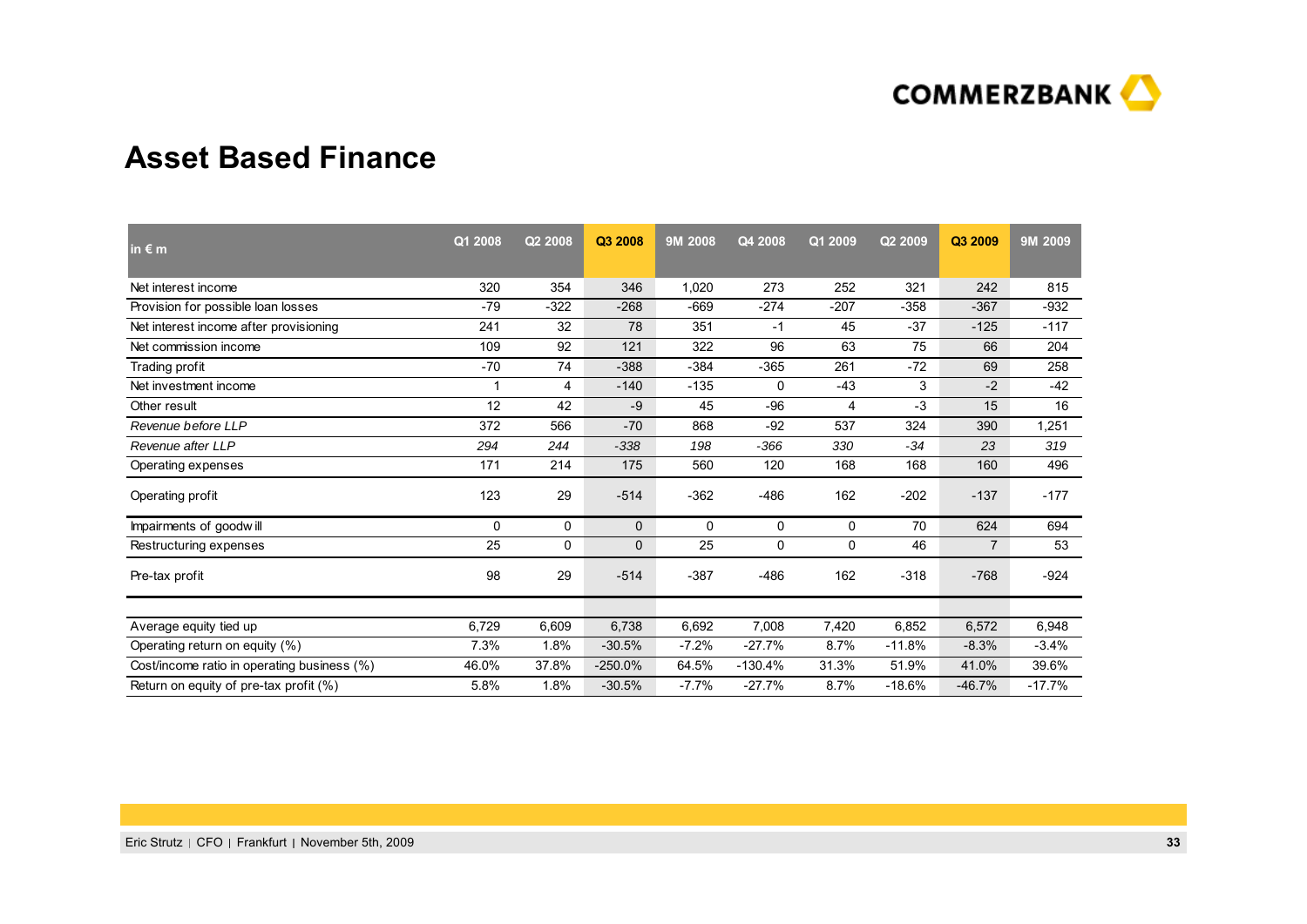# Asset Based Finance

| in € m | Q1 2008 | Q2 2008 | Q3 2008 | 9M 2008 | Q4 2008 | Q1 2009 | Q2 2009 | Q3 2009 | 9M 2009 |
|---|---|---|---|---|---|---|---|---|---|
| Net interest income | 320 | 354 | 346 | 1,020 | 273 | 252 | 321 | 242 | 815 |
| Provision for possible loan losses | -79 | -322 | -268 | -669 | -274 | -207 | -358 | -367 | -932 |
| Net interest income after provisioning | 241 | 32 | 78 | 351 | -1 | 45 | -37 | -125 | -117 |
| Net commission income | 109 | 92 | 121 | 322 | 96 | 63 | 75 | 66 | 204 |
| Trading profit | -70 | 74 | -388 | -384 | -365 | 261 | -72 | 69 | 258 |
| Net investment income | 1 | 4 | -140 | -135 | 0 | -43 | 3 | -2 | -42 |
| Other result | 12 | 42 | -9 | 45 | -96 | 4 | -3 | 15 | 16 |
| *Revenue before LLP* | 372 | 566 | -70 | 868 | -92 | 537 | 324 | 390 | 1,251 |
| *Revenue after LLP* | *294* | *244* | *-338* | *198* | *-366* | *330* | *-34* | *23* | *319* |
| Operating expenses | 171 | 214 | 175 | 560 | 120 | 168 | 168 | 160 | 496 |
| Operating profit | 123 | 29 | -514 | -362 | -486 | 162 | -202 | -137 | -177 |
| Impairments of goodwill | 0 | 0 | 0 | 0 | 0 | 0 | 70 | 624 | 694 |
| Restructuring expenses | 25 | 0 | 0 | 25 | 0 | 0 | 46 | 7 | 53 |
| Pre-tax profit | 98 | 29 | -514 | -387 | -486 | 162 | -318 | -768 | -924 |
| Average equity tied up | 6,729 | 6,609 | 6,738 | 6,692 | 7,008 | 7,420 | 6,852 | 6,572 | 6,948 |
| Operating return on equity (%) | 7.3% | 1.8% | -30.5% | -7.2% | -27.7% | 8.7% | -11.8% | -8.3% | -3.4% |
| Cost/income ratio in operating business (%) | 46.0% | 37.8% | -250.0% | 64.5% | -130.4% | 31.3% | 51.9% | 41.0% | 39.6% |
| Return on equity of pre-tax profit (%) | 5.8% | 1.8% | -30.5% | -7.7% | -27.7% | 8.7% | -18.6% | -46.7% | -17.7% |

Eric Strutz | CFO | Frankfurt | November 5th, 2009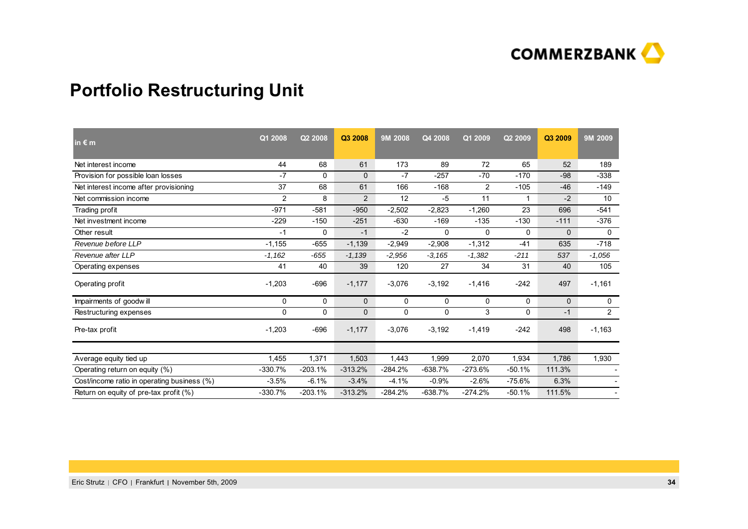# Portfolio Restructuring Unit

| in € m | Q1 2008 | Q2 2008 | Q3 2008 | 9M 2008 | Q4 2008 | Q1 2009 | Q2 2009 | Q3 2009 | 9M 2009 |
|---|---|---|---|---|---|---|---|---|---|
| Net interest income | 44 | 68 | 61 | 173 | 89 | 72 | 65 | 52 | 189 |
| Provision for possible loan losses | -7 | 0 | 0 | -7 | -257 | -70 | -170 | -98 | -338 |
| Net interest income after provisioning | 37 | 68 | 61 | 166 | -168 | 2 | -105 | -46 | -149 |
| Net commission income | 2 | 8 | 2 | 12 | -5 | 11 | 1 | -2 | 10 |
| Trading profit | -971 | -581 | -950 | -2,502 | -2,823 | -1,260 | 23 | 696 | -541 |
| Net investment income | -229 | -150 | -251 | -630 | -169 | -135 | -130 | -111 | -376 |
| Other result | -1 | 0 | -1 | -2 | 0 | 0 | 0 | 0 | 0 |
| *Revenue before LLP* | -1,155 | -655 | -1,139 | -2,949 | -2,908 | -1,312 | -41 | 635 | -718 |
| *Revenue after LLP* | *-1,162* | *-655* | *-1,139* | *-2,956* | *-3,165* | *-1,382* | *-211* | *537* | *-1,056* |
| Operating expenses | 41 | 40 | 39 | 120 | 27 | 34 | 31 | 40 | 105 |
| Operating profit | -1,203 | -696 | -1,177 | -3,076 | -3,192 | -1,416 | -242 | 497 | -1,161 |
| Impairments of goodwill | 0 | 0 | 0 | 0 | 0 | 0 | 0 | 0 | 0 |
| Restructuring expenses | 0 | 0 | 0 | 0 | 0 | 3 | 0 | -1 | 2 |
| Pre-tax profit | -1,203 | -696 | -1,177 | -3,076 | -3,192 | -1,419 | -242 | 498 | -1,163 |
| | | | | | | | | | |
| Average equity tied up | 1,455 | 1,371 | 1,503 | 1,443 | 1,999 | 2,070 | 1,934 | 1,786 | 1,930 |
| Operating return on equity (%) | -330.7% | -203.1% | -313.2% | -284.2% | -638.7% | -273.6% | -50.1% | 111.3% | - |
| Cost/income ratio in operating business (%) | -3.5% | -6.1% | -3.4% | -4.1% | -0.9% | -2.6% | -75.6% | 6.3% | - |
| Return on equity of pre-tax profit (%) | -330.7% | -203.1% | -313.2% | -284.2% | -638.7% | -274.2% | -50.1% | 111.5% | - |

Eric Strutz | CFO | Frankfurt | November 5th, 2009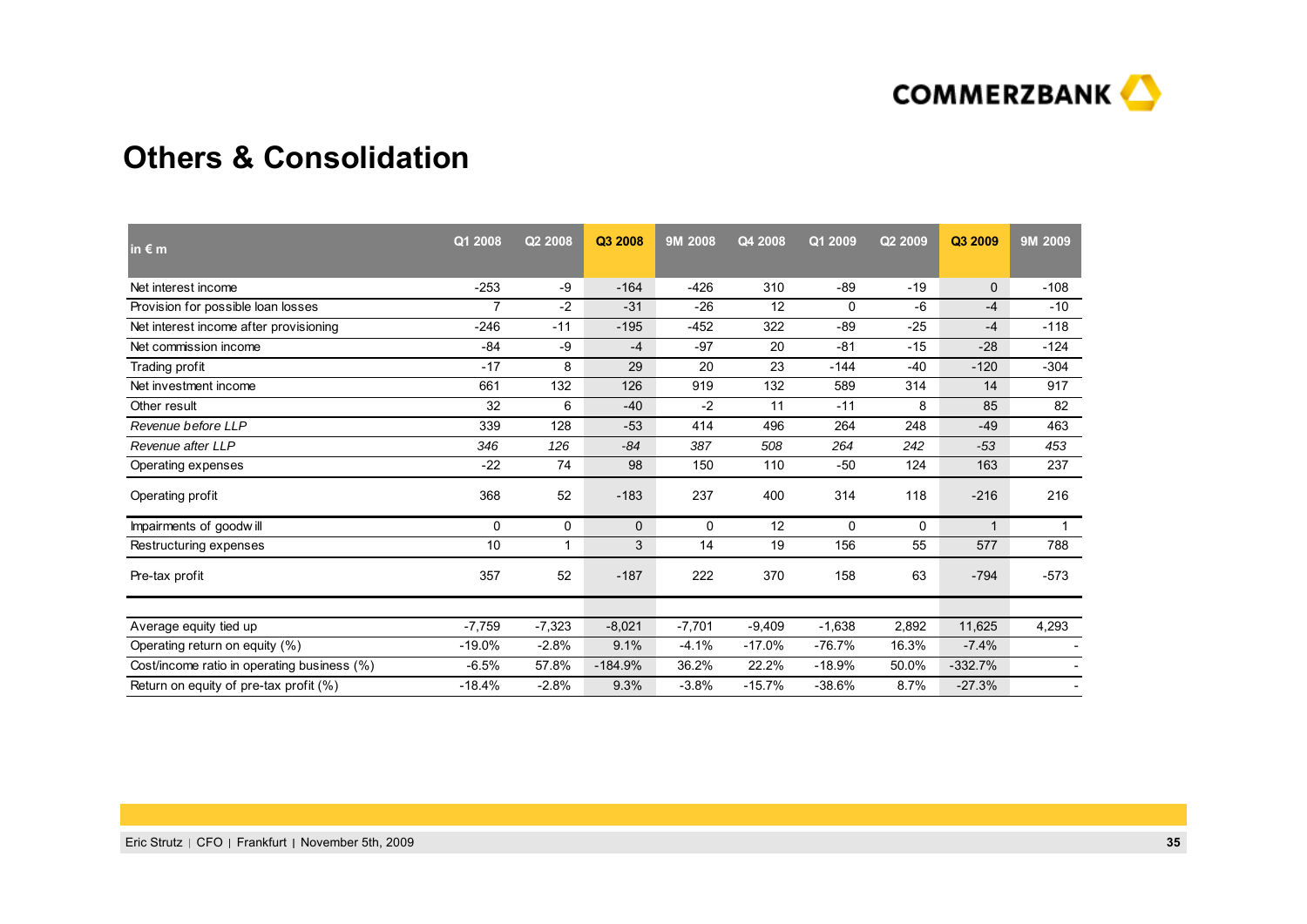## Others & Consolidation

| in € m | Q1 2008 | Q2 2008 | Q3 2008 | 9M 2008 | Q4 2008 | Q1 2009 | Q2 2009 | Q3 2009 | 9M 2009 |
|---|---|---|---|---|---|---|---|---|---|
| Net interest income | -253 | -9 | -164 | -426 | 310 | -89 | -19 | 0 | -108 |
| Provision for possible loan losses | 7 | -2 | -31 | -26 | 12 | 0 | -6 | -4 | -10 |
| Net interest income after provisioning | -246 | -11 | -195 | -452 | 322 | -89 | -25 | -4 | -118 |
| Net commission income | -84 | -9 | -4 | -97 | 20 | -81 | -15 | -28 | -124 |
| Trading profit | -17 | 8 | 29 | 20 | 23 | -144 | -40 | -120 | -304 |
| Net investment income | 661 | 132 | 126 | 919 | 132 | 589 | 314 | 14 | 917 |
| Other result | 32 | 6 | -40 | -2 | 11 | -11 | 8 | 85 | 82 |
| *Revenue before LLP* | 339 | 128 | -53 | 414 | 496 | 264 | 248 | -49 | 463 |
| *Revenue after LLP* | *346* | *126* | *-84* | *387* | *508* | *264* | *242* | *-53* | *453* |
| Operating expenses | -22 | 74 | 98 | 150 | 110 | -50 | 124 | 163 | 237 |
| Operating profit | 368 | 52 | -183 | 237 | 400 | 314 | 118 | -216 | 216 |
| Impairments of goodwill | 0 | 0 | 0 | 0 | 12 | 0 | 0 | 1 | 1 |
| Restructuring expenses | 10 | 1 | 3 | 14 | 19 | 156 | 55 | 577 | 788 |
| Pre-tax profit | 357 | 52 | -187 | 222 | 370 | 158 | 63 | -794 | -573 |
| | | | | | | | | | |
| Average equity tied up | -7,759 | -7,323 | -8,021 | -7,701 | -9,409 | -1,638 | 2,892 | 11,625 | 4,293 |
| Operating return on equity (%) | -19.0% | -2.8% | 9.1% | -4.1% | -17.0% | -76.7% | 16.3% | -7.4% | - |
| Cost/income ratio in operating business (%) | -6.5% | 57.8% | -184.9% | 36.2% | 22.2% | -18.9% | 50.0% | -332.7% | - |
| Return on equity of pre-tax profit (%) | -18.4% | -2.8% | 9.3% | -3.8% | -15.7% | -38.6% | 8.7% | -27.3% | - |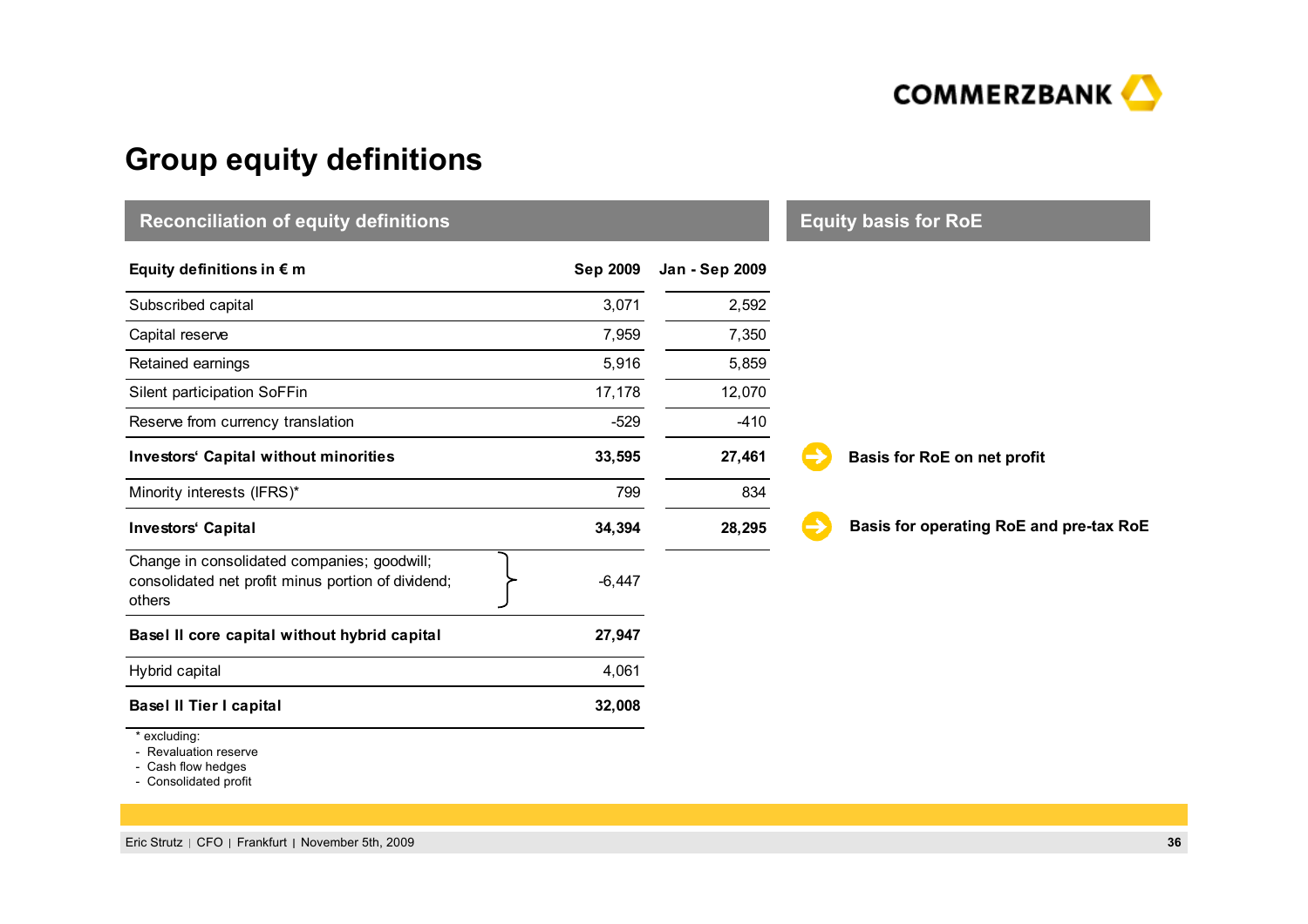# Group equity definitions

## Reconciliation of equity definitions

| Equity definitions in € m | Sep 2009 | Jan - Sep 2009 | Equity basis for RoE |
|---|---|---|---|
| Subscribed capital | 3,071 | 2,592 | |
| Capital reserve | 7,959 | 7,350 | |
| Retained earnings | 5,916 | 5,859 | |
| Silent participation SoFFin | 17,178 | 12,070 | |
| Reserve from currency translation | -529 | -410 | |
| **Investors' Capital without minorities** | **33,595** | **27,461** | **Basis for RoE on net profit** |
| Minority interests (IFRS)* | 799 | 834 | |
| **Investors' Capital** | **34,394** | **28,295** | **Basis for operating RoE and pre-tax RoE** |
| Change in consolidated companies; goodwill; consolidated net profit minus portion of dividend; others | -6,447 | | |
| **Basel II core capital without hybrid capital** | **27,947** | | |
| Hybrid capital | 4,061 | | |
| **Basel II Tier I capital** | **32,008** | | |

\* excluding:
- Revaluation reserve
- Cash flow hedges
- Consolidated profit

Eric Strutz | CFO | Frankfurt | November 5th, 2009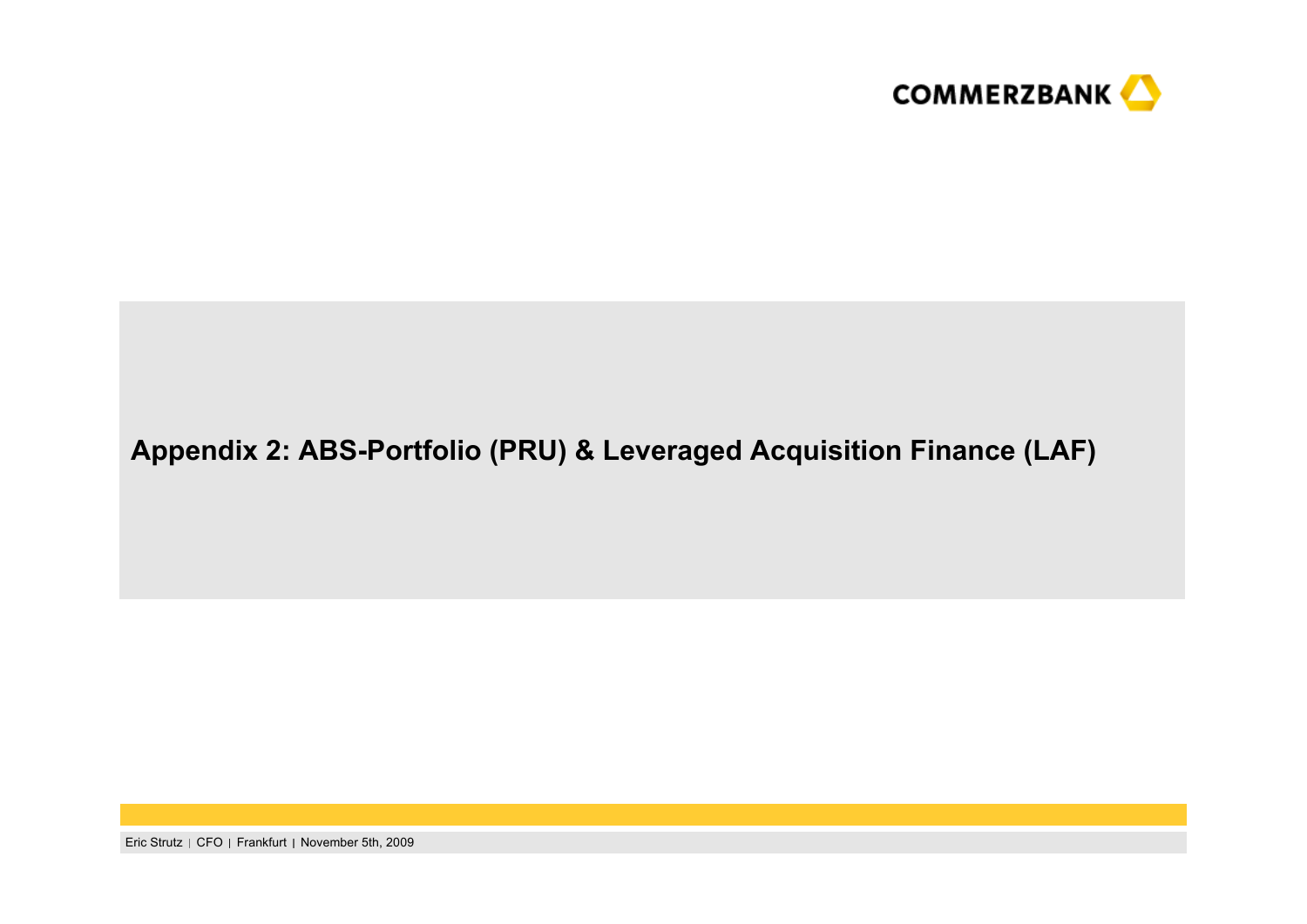# Appendix 2: ABS-Portfolio (PRU) & Leveraged Acquisition Finance (LAF)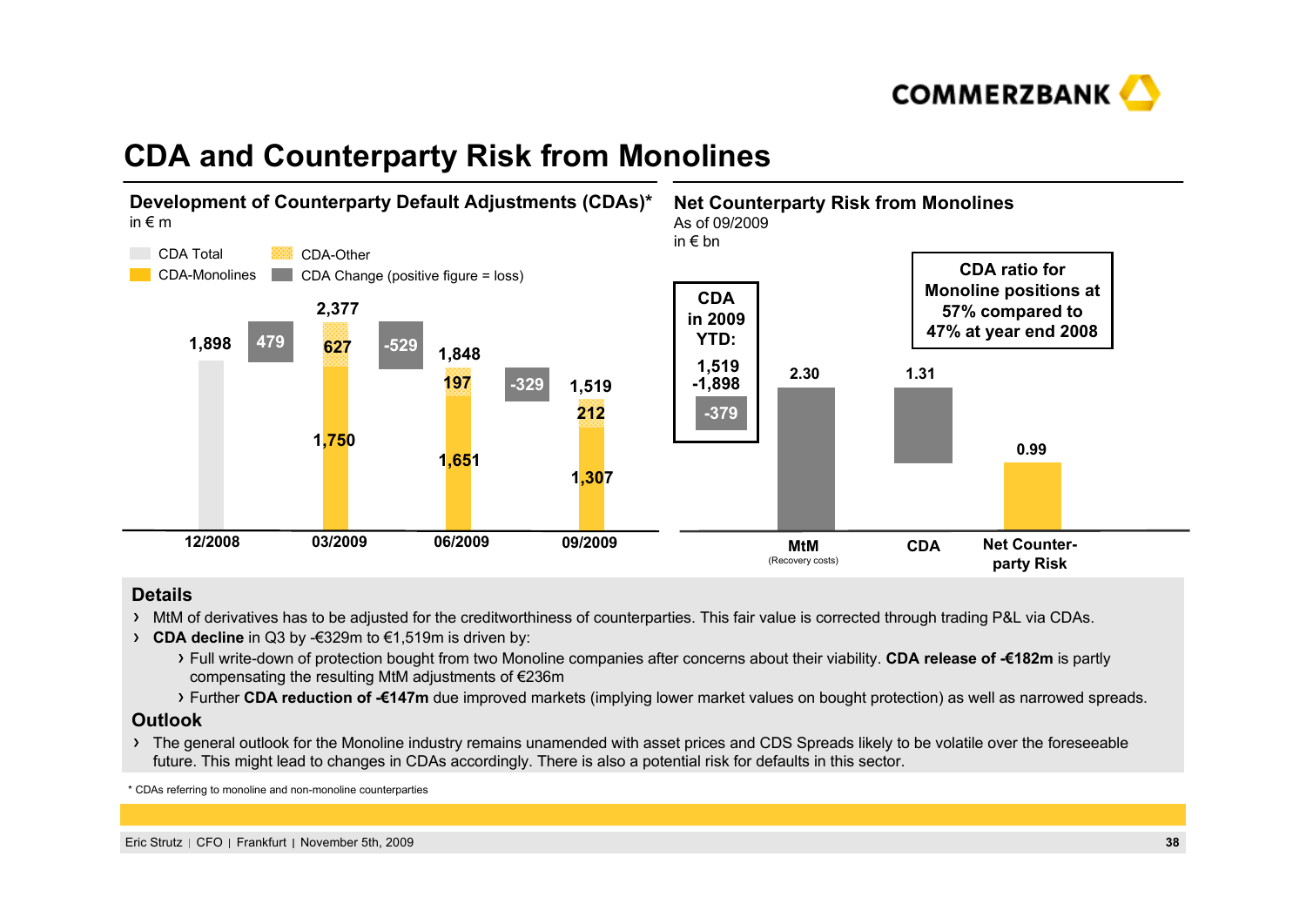# CDA and Counterparty Risk from Monolines

## Development of Counterparty Default Adjustments (CDAs)*

in € m

Legend: CDA Total | CDA-Other | CDA-Monolines | CDA Change (positive figure = loss)

| | 12/2008 | CDA Change | 03/2009 | CDA Change | 06/2009 | CDA Change | 09/2009 |
|---|---|---|---|---|---|---|---|
| CDA Total | 1,898 | 479 | 2,377 | -529 | 1,848 | -329 | 1,519 |
| CDA-Other | | | 627 | | 197 | | 212 |
| CDA-Monolines | | | 1,750 | | 1,651 | | 1,307 |

## Net Counterparty Risk from Monolines

As of 09/2009

in € bn

| MtM (Recovery costs) | CDA | Net Counterparty Risk |
|---|---|---|
| 2.30 | 1.31 | 0.99 |

**CDA in 2009 YTD:** 1,519 -1,898 = **-379**

**CDA ratio for Monoline positions at 57% compared to 47% at year end 2008**

## Details

- MtM of derivatives has to be adjusted for the creditworthiness of counterparties. This fair value is corrected through trading P&L via CDAs.
- **CDA decline** in Q3 by -€329m to €1,519m is driven by:
  - Full write-down of protection bought from two Monoline companies after concerns about their viability. **CDA release of -€182m** is partly compensating the resulting MtM adjustments of €236m
  - Further **CDA reduction of -€147m** due improved markets (implying lower market values on bought protection) as well as narrowed spreads.

## Outlook

- The general outlook for the Monoline industry remains unamended with asset prices and CDS Spreads likely to be volatile over the foreseeable future. This might lead to changes in CDAs accordingly. There is also a potential risk for defaults in this sector.

* CDAs referring to monoline and non-monoline counterparties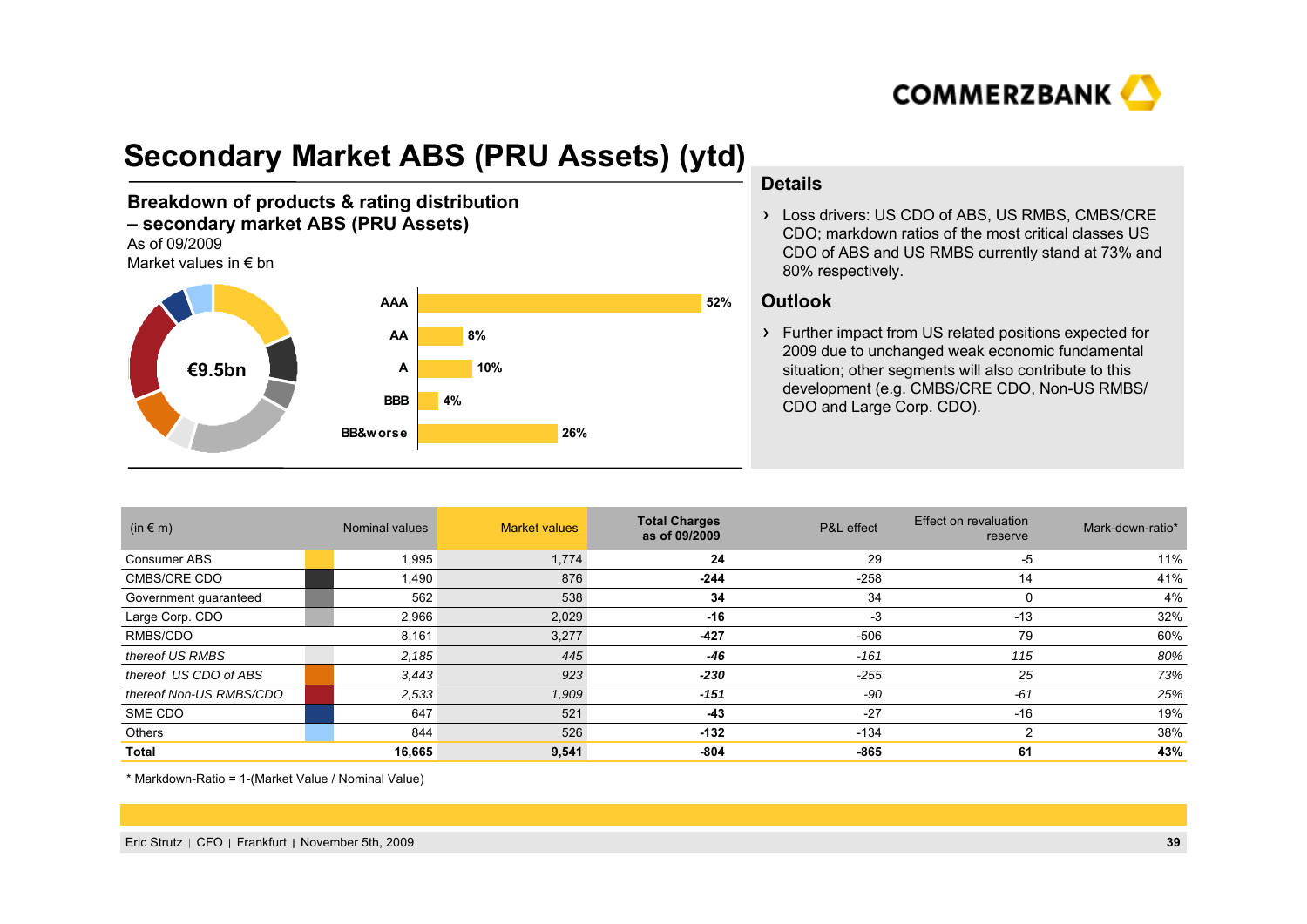# Secondary Market ABS (PRU Assets) (ytd)

**Breakdown of products & rating distribution – secondary market ABS (PRU Assets)**

As of 09/2009

Market values in € bn

€9.5bn

| Rating | Share |
|---|---|
| AAA | 52% |
| AA | 8% |
| A | 10% |
| BBB | 4% |
| BB&worse | 26% |

## Details

- Loss drivers: US CDO of ABS, US RMBS, CMBS/CRE CDO; markdown ratios of the most critical classes US CDO of ABS and US RMBS currently stand at 73% and 80% respectively.

## Outlook

- Further impact from US related positions expected for 2009 due to unchanged weak economic fundamental situation; other segments will also contribute to this development (e.g. CMBS/CRE CDO, Non-US RMBS/ CDO and Large Corp. CDO).

| (in € m) | Nominal values | Market values | Total Charges as of 09/2009 | P&L effect | Effect on revaluation reserve | Mark-down-ratio* |
|---|---|---|---|---|---|---|
| Consumer ABS | 1,995 | 1,774 | **24** | 29 | -5 | 11% |
| CMBS/CRE CDO | 1,490 | 876 | **-244** | -258 | 14 | 41% |
| Government guaranteed | 562 | 538 | **34** | 34 | 0 | 4% |
| Large Corp. CDO | 2,966 | 2,029 | **-16** | -3 | -13 | 32% |
| RMBS/CDO | 8,161 | 3,277 | **-427** | -506 | 79 | 60% |
| *thereof US RMBS* | *2,185* | *445* | ***-46*** | *-161* | *115* | *80%* |
| *thereof US CDO of ABS* | *3,443* | *923* | ***-230*** | *-255* | *25* | *73%* |
| *thereof Non-US RMBS/CDO* | *2,533* | *1,909* | ***-151*** | *-90* | *-61* | *25%* |
| SME CDO | 647 | 521 | **-43** | -27 | -16 | 19% |
| Others | 844 | 526 | **-132** | -134 | 2 | 38% |
| **Total** | **16,665** | **9,541** | **-804** | **-865** | **61** | **43%** |

* Markdown-Ratio = 1-(Market Value / Nominal Value)

Eric Strutz | CFO | Frankfurt | November 5th, 2009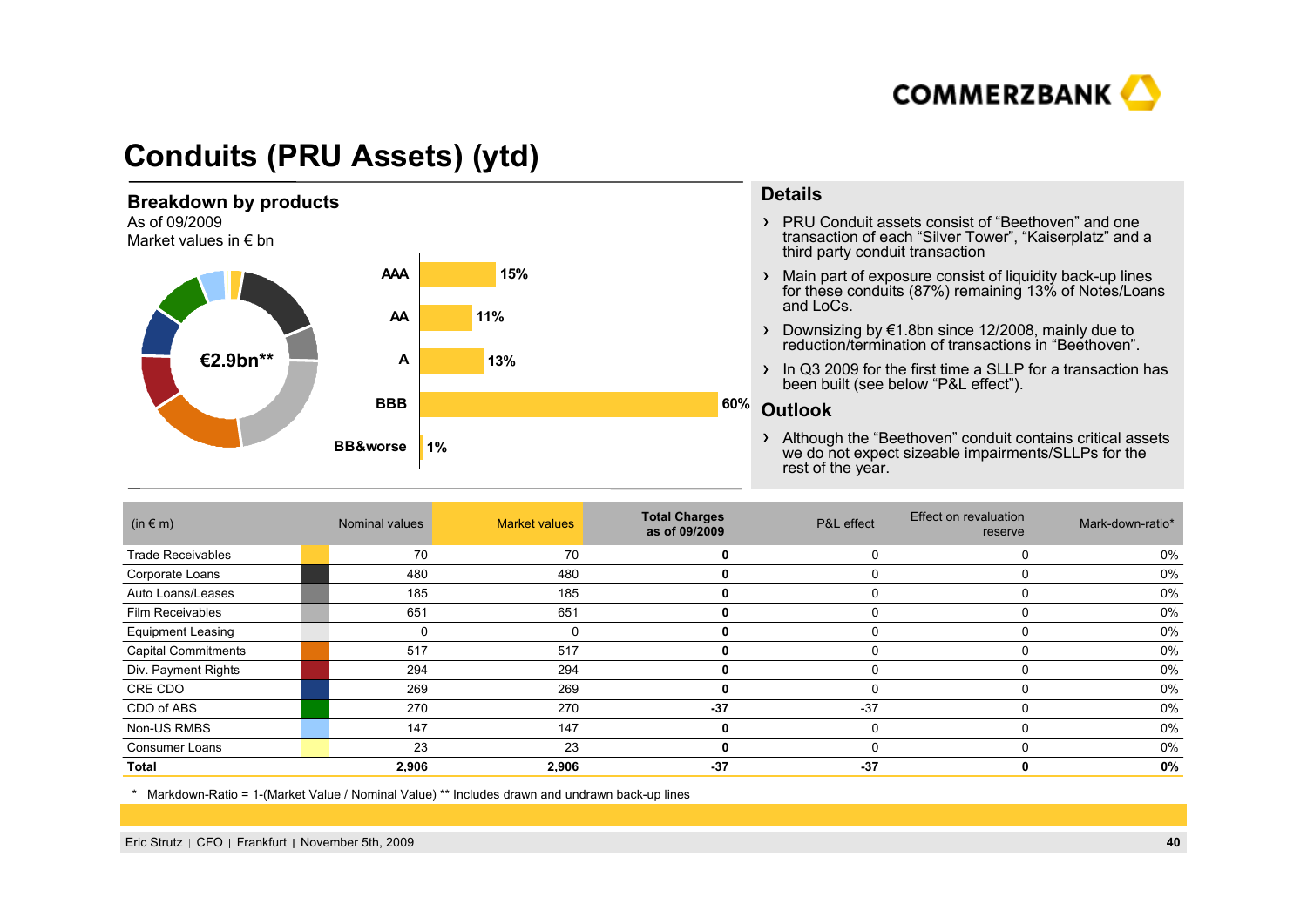# Conduits (PRU Assets) (ytd)

## Breakdown by products

As of 09/2009
Market values in € bn

€2.9bn**

| Rating | Share |
|---|---|
| AAA | 15% |
| AA | 11% |
| A | 13% |
| BBB | 60% |
| BB&worse | 1% |

## Details

- PRU Conduit assets consist of "Beethoven" and one transaction of each "Silver Tower", "Kaiserplatz" and a third party conduit transaction
- Main part of exposure consist of liquidity back-up lines for these conduits (87%) remaining 13% of Notes/Loans and LoCs.
- Downsizing by €1.8bn since 12/2008, mainly due to reduction/termination of transactions in "Beethoven".
- In Q3 2009 for the first time a SLLP for a transaction has been built (see below "P&L effect").

## Outlook

- Although the "Beethoven" conduit contains critical assets we do not expect sizeable impairments/SLLPs for the rest of the year.

| (in € m) | Nominal values | Market values | Total Charges as of 09/2009 | P&L effect | Effect on revaluation reserve | Mark-down-ratio* |
|---|---|---|---|---|---|---|
| Trade Receivables | 70 | 70 | **0** | 0 | 0 | 0% |
| Corporate Loans | 480 | 480 | **0** | 0 | 0 | 0% |
| Auto Loans/Leases | 185 | 185 | **0** | 0 | 0 | 0% |
| Film Receivables | 651 | 651 | **0** | 0 | 0 | 0% |
| Equipment Leasing | 0 | 0 | **0** | 0 | 0 | 0% |
| Capital Commitments | 517 | 517 | **0** | 0 | 0 | 0% |
| Div. Payment Rights | 294 | 294 | **0** | 0 | 0 | 0% |
| CRE CDO | 269 | 269 | **0** | 0 | 0 | 0% |
| CDO of ABS | 270 | 270 | **-37** | -37 | 0 | 0% |
| Non-US RMBS | 147 | 147 | **0** | 0 | 0 | 0% |
| Consumer Loans | 23 | 23 | **0** | 0 | 0 | 0% |
| **Total** | **2,906** | **2,906** | **-37** | **-37** | **0** | **0%** |

\* Markdown-Ratio = 1-(Market Value / Nominal Value) ** Includes drawn and undrawn back-up lines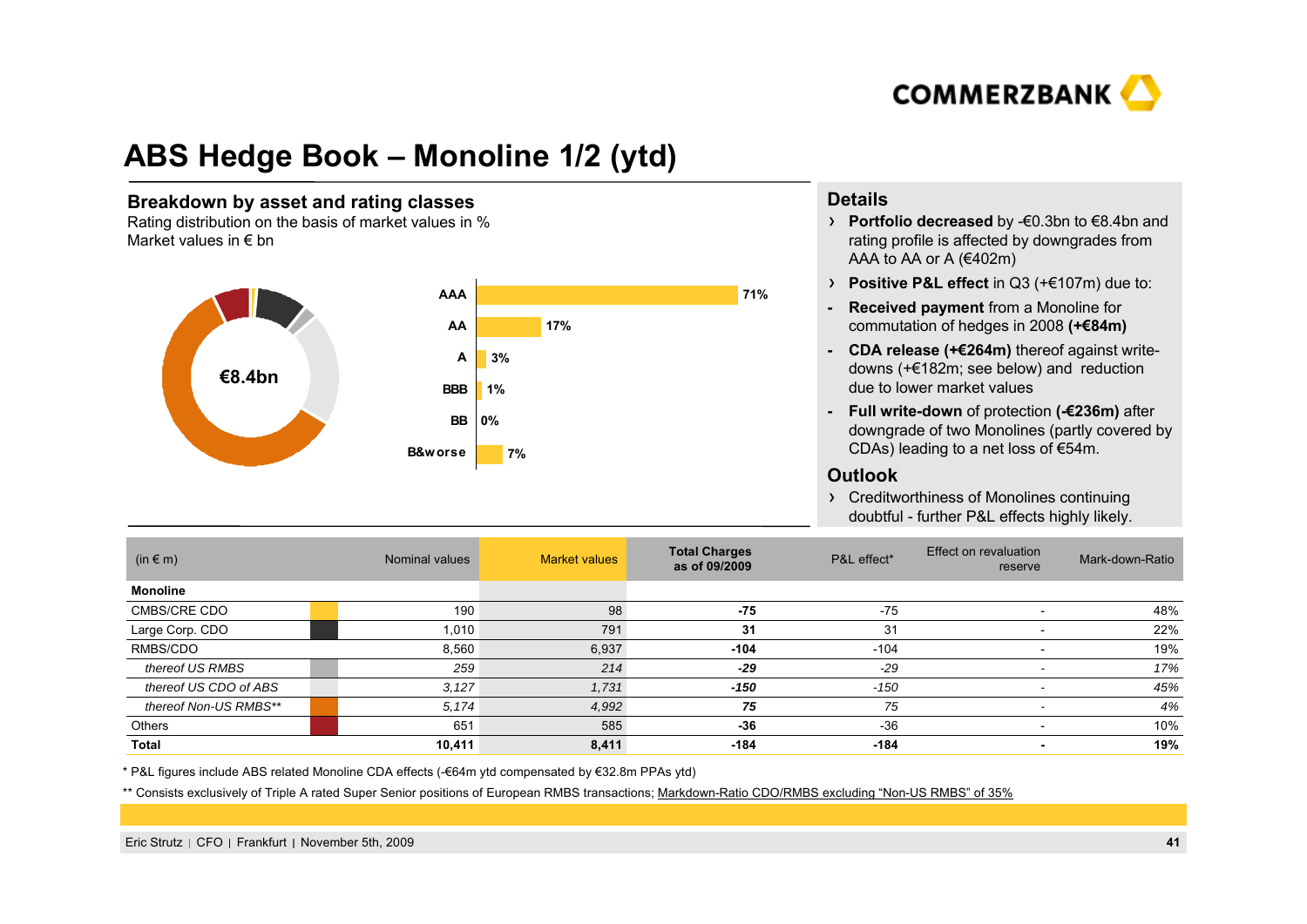# ABS Hedge Book – Monoline 1/2 (ytd)

## Breakdown by asset and rating classes

Rating distribution on the basis of market values in %
Market values in € bn

€8.4bn

| Rating | % |
|---|---|
| AAA | 71% |
| AA | 17% |
| A | 3% |
| BBB | 1% |
| BB | 0% |
| B&worse | 7% |

## Details

- **Portfolio decreased** by -€0.3bn to €8.4bn and rating profile is affected by downgrades from AAA to AA or A (€402m)
- **Positive P&L effect** in Q3 (+€107m) due to:
  - **Received payment** from a Monoline for commutation of hedges in 2008 **(+€84m)**
  - **CDA release (+€264m)** thereof against write-downs (+€182m; see below) and reduction due to lower market values
  - **Full write-down** of protection **(-€236m)** after downgrade of two Monolines (partly covered by CDAs) leading to a net loss of €54m.

## Outlook

- Creditworthiness of Monolines continuing doubtful - further P&L effects highly likely.

| (in € m) | Nominal values | Market values | Total Charges as of 09/2009 | P&L effect* | Effect on revaluation reserve | Mark-down-Ratio |
|---|---|---|---|---|---|---|
| **Monoline** | | | | | | |
| CMBS/CRE CDO | 190 | 98 | **-75** | -75 | - | 48% |
| Large Corp. CDO | 1,010 | 791 | **31** | 31 | - | 22% |
| RMBS/CDO | 8,560 | 6,937 | **-104** | -104 | - | 19% |
| *thereof US RMBS* | *259* | *214* | ***-29*** | *-29* | - | *17%* |
| *thereof US CDO of ABS* | *3,127* | *1,731* | ***-150*** | *-150* | - | *45%* |
| *thereof Non-US RMBS\*\** | *5,174* | *4,992* | ***75*** | *75* | - | *4%* |
| Others | 651 | 585 | **-36** | -36 | - | 10% |
| **Total** | **10,411** | **8,411** | **-184** | **-184** | **-** | **19%** |

\* P&L figures include ABS related Monoline CDA effects (-€64m ytd compensated by €32.8m PPAs ytd)

\*\* Consists exclusively of Triple A rated Super Senior positions of European RMBS transactions; Markdown-Ratio CDO/RMBS excluding "Non-US RMBS" of 35%

Eric Strutz | CFO | Frankfurt | November 5th, 2009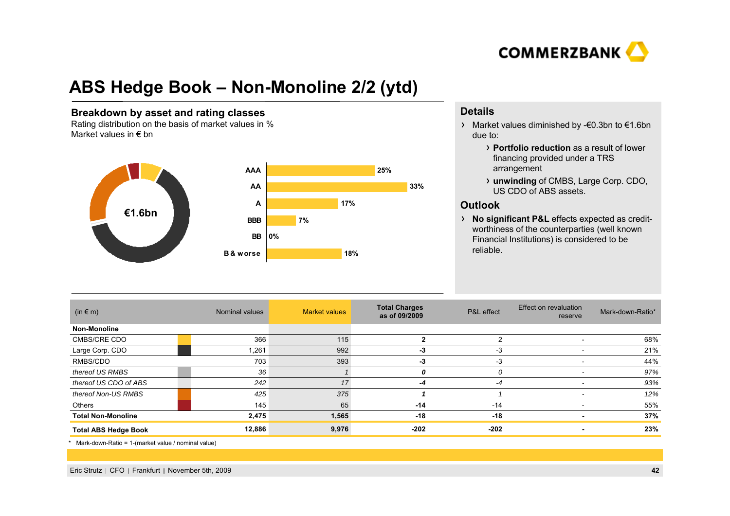# ABS Hedge Book – Non-Monoline 2/2 (ytd)

## Breakdown by asset and rating classes

Rating distribution on the basis of market values in %
Market values in € bn

€1.6bn

| Rating | % |
|---|---|
| AAA | 25% |
| AA | 33% |
| A | 17% |
| BBB | 7% |
| BB | 0% |
| B & worse | 18% |

## Details

- Market values diminished by -€0.3bn to €1.6bn due to:
  - **Portfolio reduction** as a result of lower financing provided under a TRS arrangement
  - **unwinding** of CMBS, Large Corp. CDO, US CDO of ABS assets.

## Outlook

- **No significant P&L** effects expected as credit-worthiness of the counterparties (well known Financial Institutions) is considered to be reliable.

| (in € m) | Nominal values | Market values | Total Charges as of 09/2009 | P&L effect | Effect on revaluation reserve | Mark-down-Ratio* |
|---|---|---|---|---|---|---|
| **Non-Monoline** | | | | | | |
| CMBS/CRE CDO | 366 | 115 | **2** | 2 | - | 68% |
| Large Corp. CDO | 1,261 | 992 | **-3** | -3 | - | 21% |
| RMBS/CDO | 703 | 393 | **-3** | -3 | - | 44% |
| *thereof US RMBS* | *36* | *1* | ***0*** | *0* | - | *97%* |
| *thereof US CDO of ABS* | *242* | *17* | ***-4*** | *-4* | - | *93%* |
| *thereof Non-US RMBS* | *425* | *375* | ***1*** | *1* | - | *12%* |
| Others | 145 | 65 | **-14** | -14 | - | 55% |
| **Total Non-Monoline** | **2,475** | **1,565** | **-18** | **-18** | **-** | **37%** |
| **Total ABS Hedge Book** | **12,886** | **9,976** | **-202** | **-202** | **-** | **23%** |

\* Mark-down-Ratio = 1-(market value / nominal value)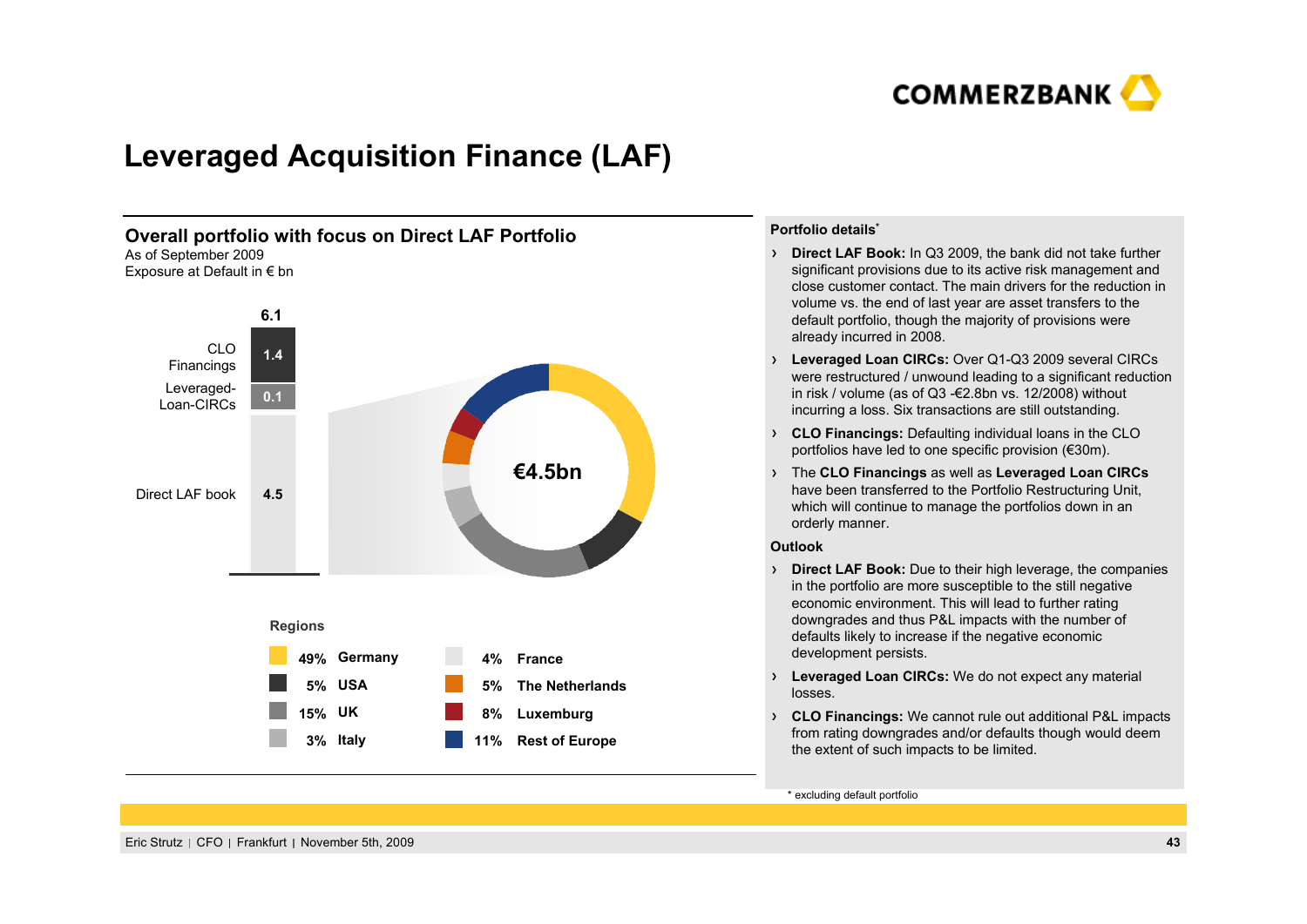# Leveraged Acquisition Finance (LAF)

## Overall portfolio with focus on Direct LAF Portfolio

As of September 2009
Exposure at Default in € bn

| Component | € bn |
|---|---|
| CLO Financings | 1.4 |
| Leveraged-Loan-CIRCs | 0.1 |
| Direct LAF book | 4.5 |
| **Total** | **6.1** |

**€4.5bn**

**Regions**

| Share | Region |
|---|---|
| 49% | Germany |
| 5% | USA |
| 15% | UK |
| 3% | Italy |
| 4% | France |
| 5% | The Netherlands |
| 8% | Luxemburg |
| 11% | Rest of Europe |

**Portfolio details***

- **Direct LAF Book:** In Q3 2009, the bank did not take further significant provisions due to its active risk management and close customer contact. The main drivers for the reduction in volume vs. the end of last year are asset transfers to the default portfolio, though the majority of provisions were already incurred in 2008.
- **Leveraged Loan CIRCs:** Over Q1-Q3 2009 several CIRCs were restructured / unwound leading to a significant reduction in risk / volume (as of Q3 -€2.8bn vs. 12/2008) without incurring a loss. Six transactions are still outstanding.
- **CLO Financings:** Defaulting individual loans in the CLO portfolios have led to one specific provision (€30m).
- The **CLO Financings** as well as **Leveraged Loan CIRCs** have been transferred to the Portfolio Restructuring Unit, which will continue to manage the portfolios down in an orderly manner.

**Outlook**

- **Direct LAF Book:** Due to their high leverage, the companies in the portfolio are more susceptible to the still negative economic environment. This will lead to further rating downgrades and thus P&L impacts with the number of defaults likely to increase if the negative economic development persists.
- **Leveraged Loan CIRCs:** We do not expect any material losses.
- **CLO Financings:** We cannot rule out additional P&L impacts from rating downgrades and/or defaults though would deem the extent of such impacts to be limited.

\* excluding default portfolio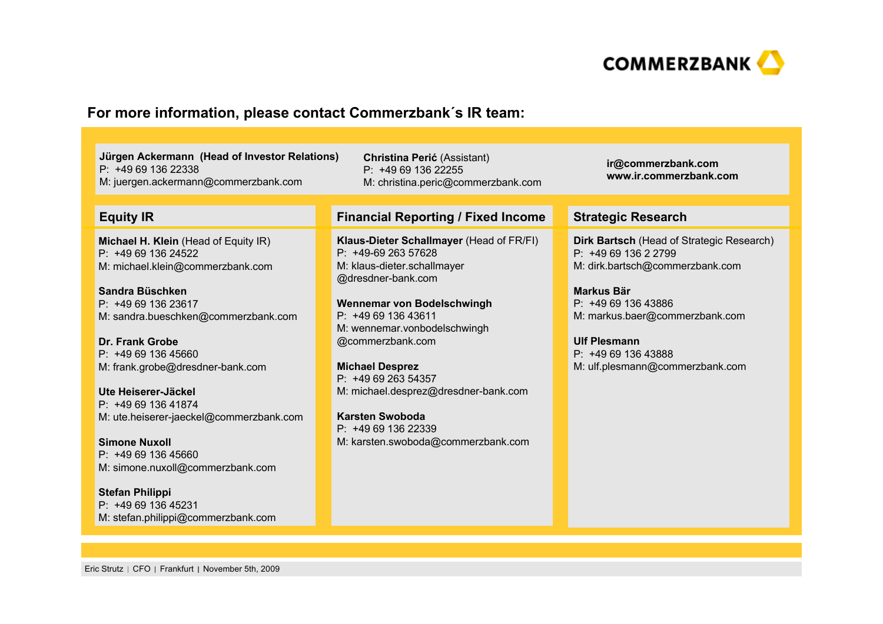## For more information, please contact Commerzbank´s IR team:

**Jürgen Ackermann (Head of Investor Relations)**
P: +49 69 136 22338
M: juergen.ackermann@commerzbank.com

**Christina Perić** (Assistant)
P: +49 69 136 22255
M: christina.peric@commerzbank.com

**ir@commerzbank.com**
**www.ir.commerzbank.com**

### Equity IR

**Michael H. Klein** (Head of Equity IR)
P: +49 69 136 24522
M: michael.klein@commerzbank.com

**Sandra Büschken**
P: +49 69 136 23617
M: sandra.bueschken@commerzbank.com

**Dr. Frank Grobe**
P: +49 69 136 45660
M: frank.grobe@dresdner-bank.com

**Ute Heiserer-Jäckel**
P: +49 69 136 41874
M: ute.heiserer-jaeckel@commerzbank.com

**Simone Nuxoll**
P: +49 69 136 45660
M: simone.nuxoll@commerzbank.com

**Stefan Philippi**
P: +49 69 136 45231
M: stefan.philippi@commerzbank.com

### Financial Reporting / Fixed Income

**Klaus-Dieter Schallmayer** (Head of FR/FI)
P: +49-69 263 57628
M: klaus-dieter.schallmayer@dresdner-bank.com

**Wennemar von Bodelschwingh**
P: +49 69 136 43611
M: wennemar.vonbodelschwingh@commerzbank.com

**Michael Desprez**
P: +49 69 263 54357
M: michael.desprez@dresdner-bank.com

**Karsten Swoboda**
P: +49 69 136 22339
M: karsten.swoboda@commerzbank.com

### Strategic Research

**Dirk Bartsch** (Head of Strategic Research)
P: +49 69 136 2 2799
M: dirk.bartsch@commerzbank.com

**Markus Bär**
P: +49 69 136 43886
M: markus.baer@commerzbank.com

**Ulf Plesmann**
P: +49 69 136 43888
M: ulf.plesmann@commerzbank.com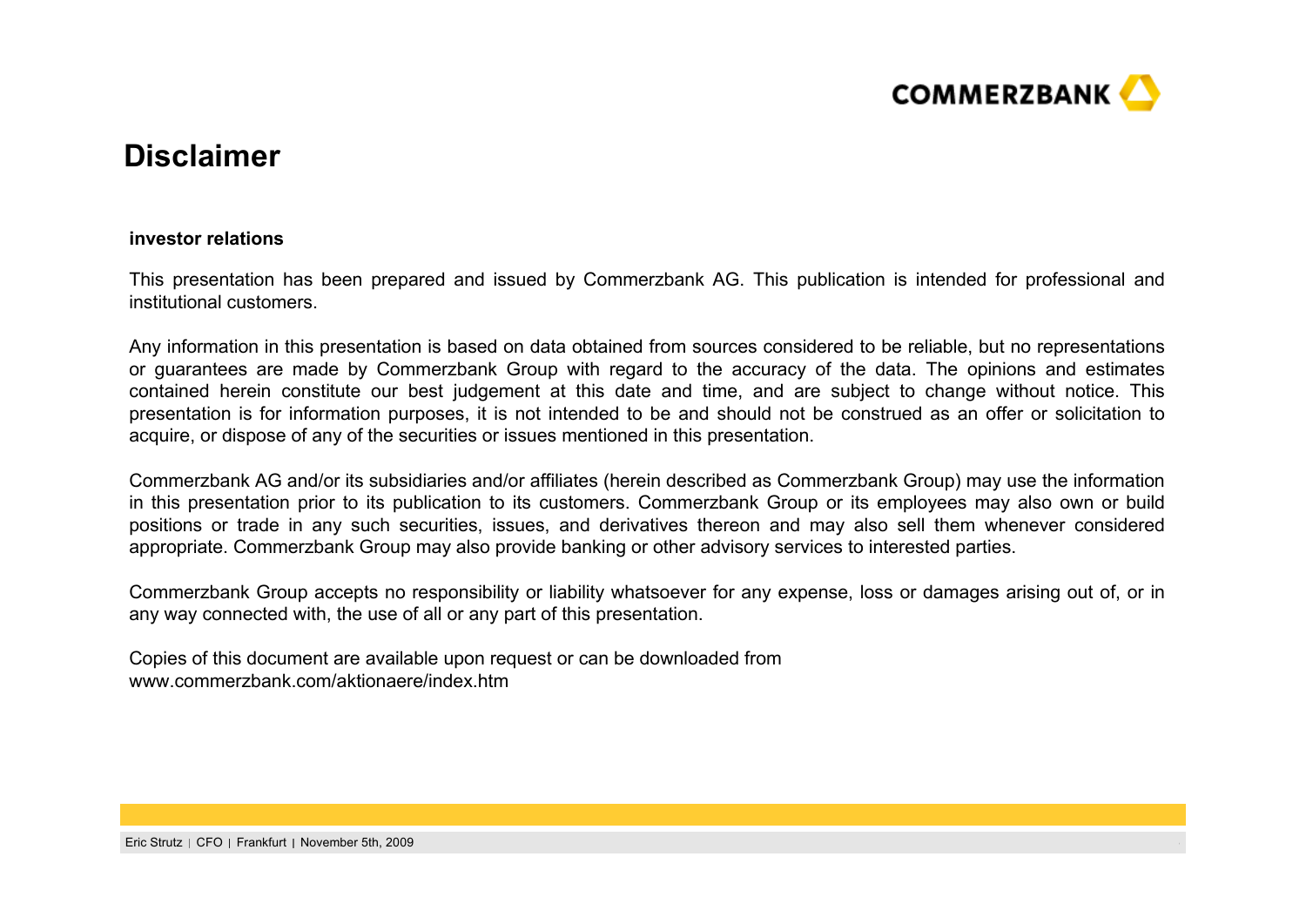# Disclaimer

**investor relations**

This presentation has been prepared and issued by Commerzbank AG. This publication is intended for professional and institutional customers.

Any information in this presentation is based on data obtained from sources considered to be reliable, but no representations or guarantees are made by Commerzbank Group with regard to the accuracy of the data. The opinions and estimates contained herein constitute our best judgement at this date and time, and are subject to change without notice. This presentation is for information purposes, it is not intended to be and should not be construed as an offer or solicitation to acquire, or dispose of any of the securities or issues mentioned in this presentation.

Commerzbank AG and/or its subsidiaries and/or affiliates (herein described as Commerzbank Group) may use the information in this presentation prior to its publication to its customers. Commerzbank Group or its employees may also own or build positions or trade in any such securities, issues, and derivatives thereon and may also sell them whenever considered appropriate. Commerzbank Group may also provide banking or other advisory services to interested parties.

Commerzbank Group accepts no responsibility or liability whatsoever for any expense, loss or damages arising out of, or in any way connected with, the use of all or any part of this presentation.

Copies of this document are available upon request or can be downloaded from www.commerzbank.com/aktionaere/index.htm